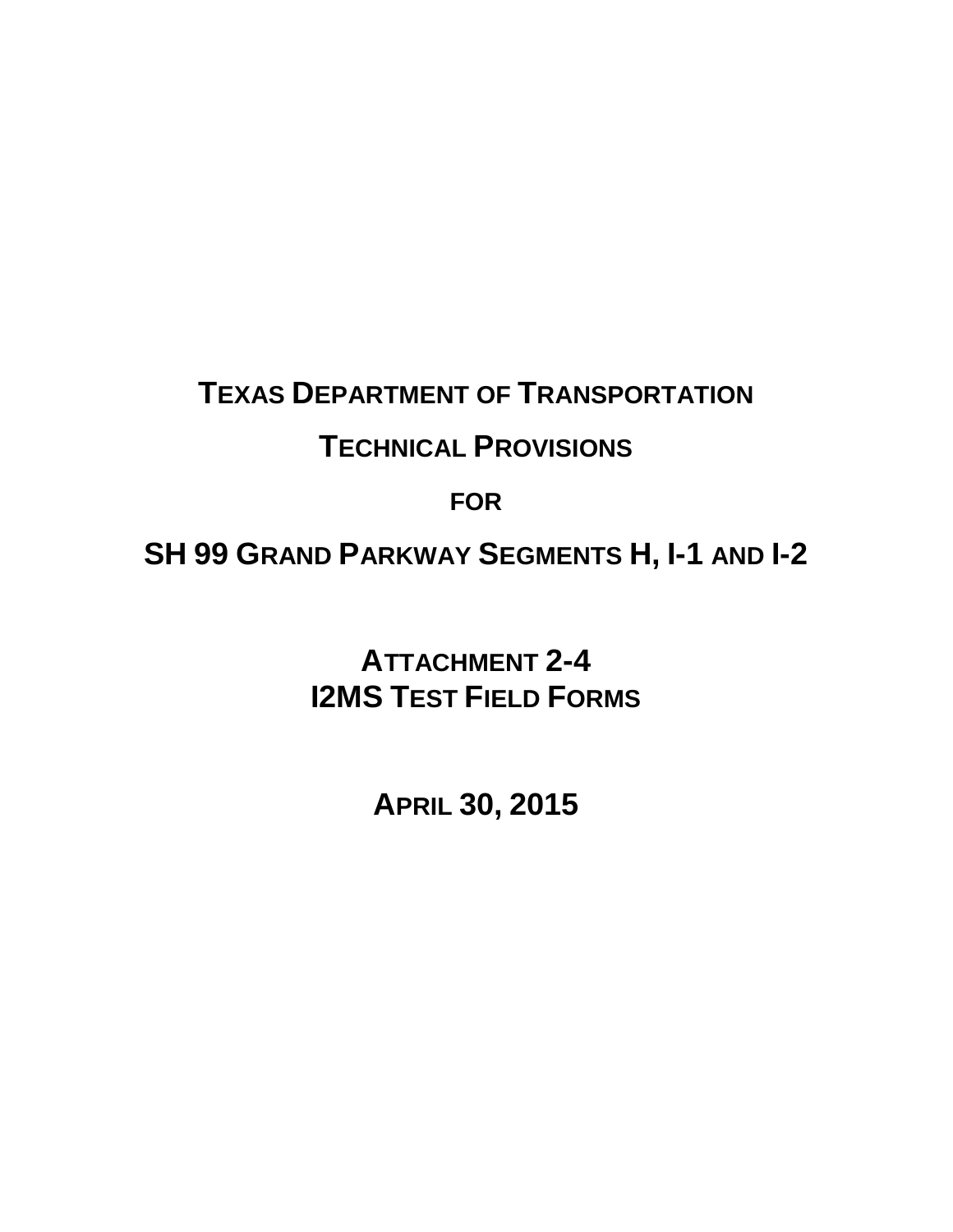# TEXAS DEPARTMENT OF TRANSPORTATION

# TECHNICAL PROVISIONS

# FOR

# SH 99 GRAND PARKWAY SEGMENTS H, I-1 AND I-2

## ATTACHMENT 2-4
## I2MS TEST FIELD FORMS

## APRIL 30, 2015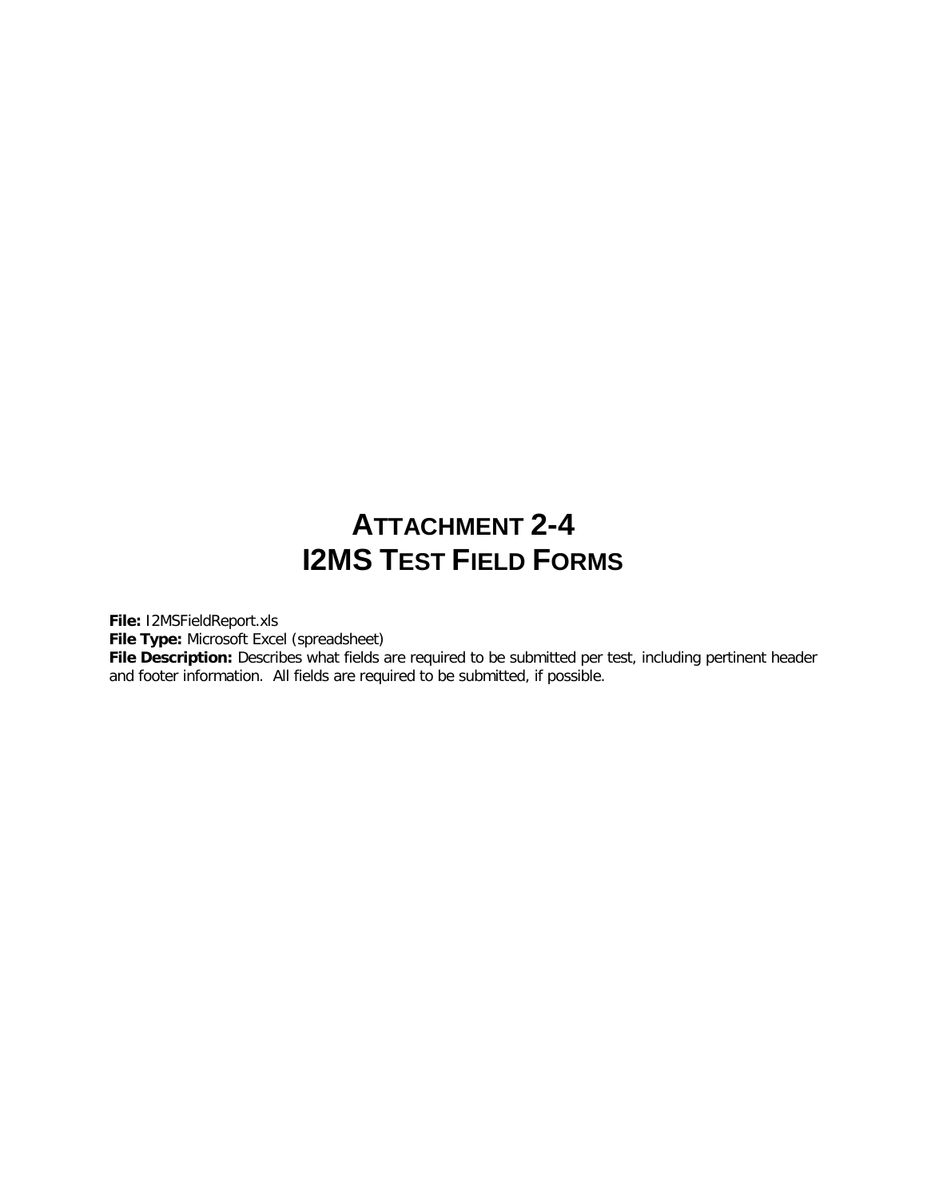# ATTACHMENT 2-4
# I2MS TEST FIELD FORMS

**File:** I2MSFieldReport.xls
**File Type:** Microsoft Excel (spreadsheet)
**File Description:** Describes what fields are required to be submitted per test, including pertinent header and footer information. All fields are required to be submitted, if possible.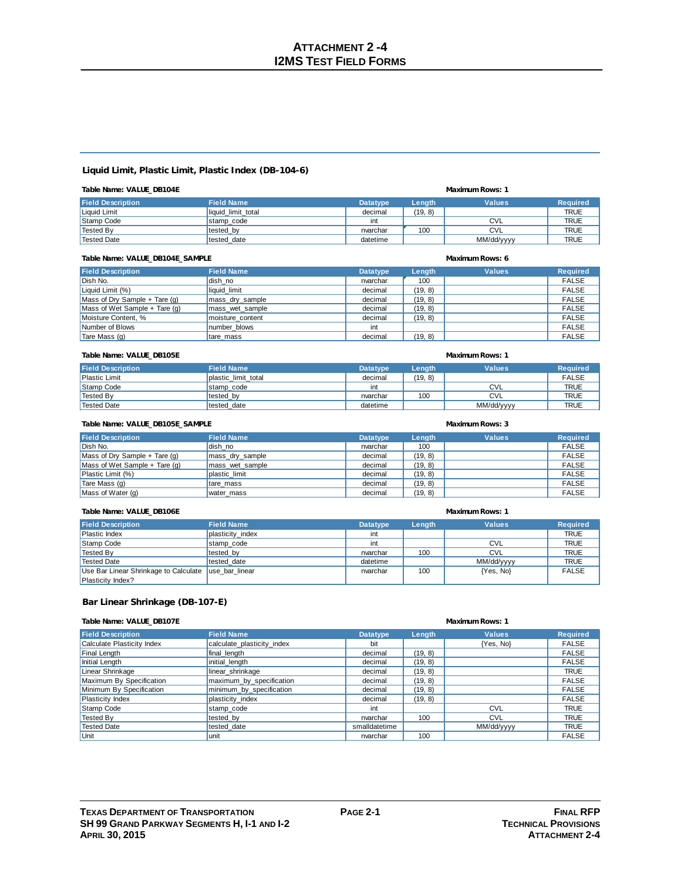# Attachment 2 -4
# I2MS Test Field Forms

## Liquid Limit, Plastic Limit, Plastic Index (DB-104-6)

**Table Name: VALUE_DB104E** — **Maximum Rows: 1**

| Field Description | Field Name | Datatype | Length | Values | Required |
|---|---|---|---|---|---|
| Liquid Limit | liquid_limit_total | decimal | (19, 8) | | TRUE |
| Stamp Code | stamp_code | int | | CVL | TRUE |
| Tested By | tested_by | nvarchar | 100 | CVL | TRUE |
| Tested Date | tested_date | datetime | | MM/dd/yyyy | TRUE |

**Table Name: VALUE_DB104E_SAMPLE** — **Maximum Rows: 6**

| Field Description | Field Name | Datatype | Length | Values | Required |
|---|---|---|---|---|---|
| Dish No. | dish_no | nvarchar | 100 | | FALSE |
| Liquid Limit (%) | liquid_limit | decimal | (19, 8) | | FALSE |
| Mass of Dry Sample + Tare (g) | mass_dry_sample | decimal | (19, 8) | | FALSE |
| Mass of Wet Sample + Tare (g) | mass_wet_sample | decimal | (19, 8) | | FALSE |
| Moisture Content, % | moisture_content | decimal | (19, 8) | | FALSE |
| Number of Blows | number_blows | int | | | FALSE |
| Tare Mass (g) | tare_mass | decimal | (19, 8) | | FALSE |

**Table Name: VALUE_DB105E** — **Maximum Rows: 1**

| Field Description | Field Name | Datatype | Length | Values | Required |
|---|---|---|---|---|---|
| Plastic Limit | plastic_limit_total | decimal | (19, 8) | | FALSE |
| Stamp Code | stamp_code | int | | CVL | TRUE |
| Tested By | tested_by | nvarchar | 100 | CVL | TRUE |
| Tested Date | tested_date | datetime | | MM/dd/yyyy | TRUE |

**Table Name: VALUE_DB105E_SAMPLE** — **Maximum Rows: 3**

| Field Description | Field Name | Datatype | Length | Values | Required |
|---|---|---|---|---|---|
| Dish No. | dish_no | nvarchar | 100 | | FALSE |
| Mass of Dry Sample + Tare (g) | mass_dry_sample | decimal | (19, 8) | | FALSE |
| Mass of Wet Sample + Tare (g) | mass_wet_sample | decimal | (19, 8) | | FALSE |
| Plastic Limit (%) | plastic_limit | decimal | (19, 8) | | FALSE |
| Tare Mass (g) | tare_mass | decimal | (19, 8) | | FALSE |
| Mass of Water (g) | water_mass | decimal | (19, 8) | | FALSE |

**Table Name: VALUE_DB106E** — **Maximum Rows: 1**

| Field Description | Field Name | Datatype | Length | Values | Required |
|---|---|---|---|---|---|
| Plastic Index | plasticity_index | int | | | TRUE |
| Stamp Code | stamp_code | int | | CVL | TRUE |
| Tested By | tested_by | nvarchar | 100 | CVL | TRUE |
| Tested Date | tested_date | datetime | | MM/dd/yyyy | TRUE |
| Use Bar Linear Shrinkage to Calculate Plasticity Index? | use_bar_linear | nvarchar | 100 | {Yes, No} | FALSE |

## Bar Linear Shrinkage (DB-107-E)

**Table Name: VALUE_DB107E** — **Maximum Rows: 1**

| Field Description | Field Name | Datatype | Length | Values | Required |
|---|---|---|---|---|---|
| Calculate Plasticity Index | calculate_plasticity_index | bit | | {Yes, No} | FALSE |
| Final Length | final_length | decimal | (19, 8) | | FALSE |
| Initial Length | initial_length | decimal | (19, 8) | | FALSE |
| Linear Shrinkage | linear_shrinkage | decimal | (19, 8) | | TRUE |
| Maximum By Specification | maximum_by_specification | decimal | (19, 8) | | FALSE |
| Minimum By Specification | minimum_by_specification | decimal | (19, 8) | | FALSE |
| Plasticity Index | plasticity_index | decimal | (19, 8) | | FALSE |
| Stamp Code | stamp_code | int | | CVL | TRUE |
| Tested By | tested_by | nvarchar | 100 | CVL | TRUE |
| Tested Date | tested_date | smalldatetime | | MM/dd/yyyy | TRUE |
| Unit | unit | nvarchar | 100 | | FALSE |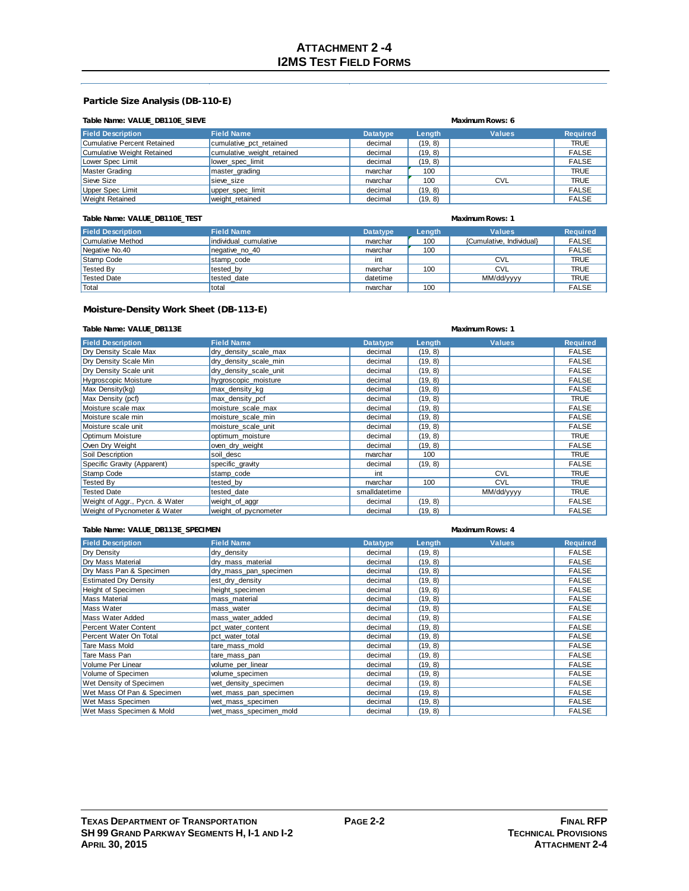# ATTACHMENT 2 -4
# I2MS TEST FIELD FORMS

## Particle Size Analysis (DB-110-E)

**Table Name: VALUE_DB110E_SIEVE** **Maximum Rows: 6**

| Field Description | Field Name | Datatype | Length | Values | Required |
|---|---|---|---|---|---|
| Cumulative Percent Retained | cumulative_pct_retained | decimal | (19, 8) | | TRUE |
| Cumulative Weight Retained | cumulative_weight_retained | decimal | (19, 8) | | FALSE |
| Lower Spec Limit | lower_spec_limit | decimal | (19, 8) | | FALSE |
| Master Grading | master_grading | nvarchar | 100 | | TRUE |
| Sieve Size | sieve_size | nvarchar | 100 | CVL | TRUE |
| Upper Spec Limit | upper_spec_limit | decimal | (19, 8) | | FALSE |
| Weight Retained | weight_retained | decimal | (19, 8) | | FALSE |

**Table Name: VALUE_DB110E_TEST** **Maximum Rows: 1**

| Field Description | Field Name | Datatype | Length | Values | Required |
|---|---|---|---|---|---|
| Cumulative Method | individual_cumulative | nvarchar | 100 | {Cumulative, Individual} | FALSE |
| Negative No.40 | negative_no_40 | nvarchar | 100 | | FALSE |
| Stamp Code | stamp_code | int | | CVL | TRUE |
| Tested By | tested_by | nvarchar | 100 | CVL | TRUE |
| Tested Date | tested_date | datetime | | MM/dd/yyyy | TRUE |
| Total | total | nvarchar | 100 | | FALSE |

## Moisture-Density Work Sheet (DB-113-E)

**Table Name: VALUE_DB113E** **Maximum Rows: 1**

| Field Description | Field Name | Datatype | Length | Values | Required |
|---|---|---|---|---|---|
| Dry Density Scale Max | dry_density_scale_max | decimal | (19, 8) | | FALSE |
| Dry Density Scale Min | dry_density_scale_min | decimal | (19, 8) | | FALSE |
| Dry Density Scale unit | dry_density_scale_unit | decimal | (19, 8) | | FALSE |
| Hygroscopic Moisture | hygroscopic_moisture | decimal | (19, 8) | | FALSE |
| Max Density(kg) | max_density_kg | decimal | (19, 8) | | FALSE |
| Max Density (pcf) | max_density_pcf | decimal | (19, 8) | | TRUE |
| Moisture scale max | moisture_scale_max | decimal | (19, 8) | | FALSE |
| Moisture scale min | moisture_scale_min | decimal | (19, 8) | | FALSE |
| Moisture scale unit | moisture_scale_unit | decimal | (19, 8) | | FALSE |
| Optimum Moisture | optimum_moisture | decimal | (19, 8) | | TRUE |
| Oven Dry Weight | oven_dry_weight | decimal | (19, 8) | | FALSE |
| Soil Description | soil_desc | nvarchar | 100 | | TRUE |
| Specific Gravity (Apparent) | specific_gravity | decimal | (19, 8) | | FALSE |
| Stamp Code | stamp_code | int | | CVL | TRUE |
| Tested By | tested_by | nvarchar | 100 | CVL | TRUE |
| Tested Date | tested_date | smalldatetime | | MM/dd/yyyy | TRUE |
| Weight of Aggr., Pycn. & Water | weight_of_aggr | decimal | (19, 8) | | FALSE |
| Weight of Pycnometer & Water | weight_of_pycnometer | decimal | (19, 8) | | FALSE |

**Table Name: VALUE_DB113E_SPECIMEN** **Maximum Rows: 4**

| Field Description | Field Name | Datatype | Length | Values | Required |
|---|---|---|---|---|---|
| Dry Density | dry_density | decimal | (19, 8) | | FALSE |
| Dry Mass Material | dry_mass_material | decimal | (19, 8) | | FALSE |
| Dry Mass Pan & Specimen | dry_mass_pan_specimen | decimal | (19, 8) | | FALSE |
| Estimated Dry Density | est_dry_density | decimal | (19, 8) | | FALSE |
| Height of Specimen | height_specimen | decimal | (19, 8) | | FALSE |
| Mass Material | mass_material | decimal | (19, 8) | | FALSE |
| Mass Water | mass_water | decimal | (19, 8) | | FALSE |
| Mass Water Added | mass_water_added | decimal | (19, 8) | | FALSE |
| Percent Water Content | pct_water_content | decimal | (19, 8) | | FALSE |
| Percent Water On Total | pct_water_total | decimal | (19, 8) | | FALSE |
| Tare Mass Mold | tare_mass_mold | decimal | (19, 8) | | FALSE |
| Tare Mass Pan | tare_mass_pan | decimal | (19, 8) | | FALSE |
| Volume Per Linear | volume_per_linear | decimal | (19, 8) | | FALSE |
| Volume of Specimen | volume_specimen | decimal | (19, 8) | | FALSE |
| Wet Density of Specimen | wet_density_specimen | decimal | (19, 8) | | FALSE |
| Wet Mass Of Pan & Specimen | wet_mass_pan_specimen | decimal | (19, 8) | | FALSE |
| Wet Mass Specimen | wet_mass_specimen | decimal | (19, 8) | | FALSE |
| Wet Mass Specimen & Mold | wet_mass_specimen_mold | decimal | (19, 8) | | FALSE |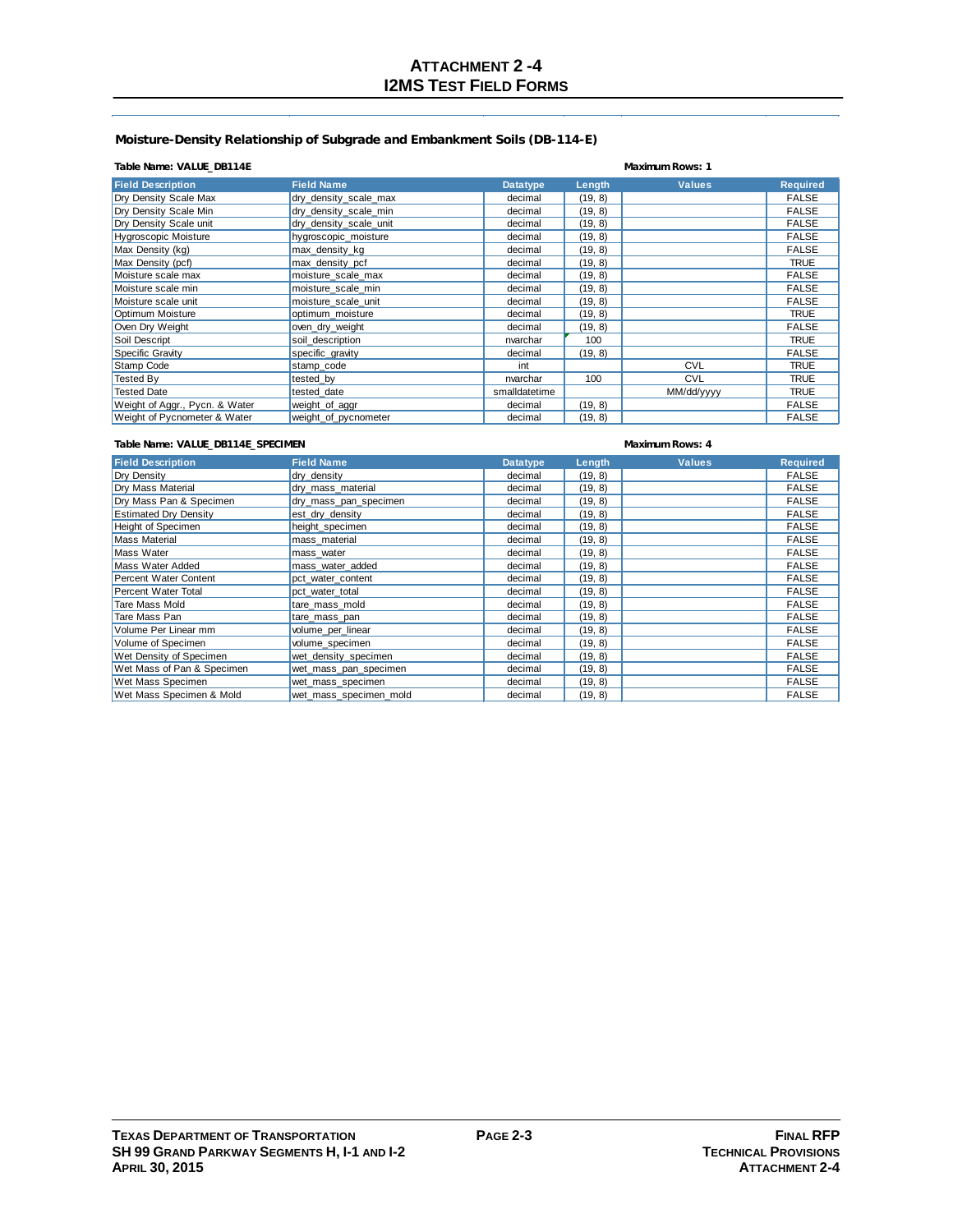## Moisture-Density Relationship of Subgrade and Embankment Soils (DB-114-E)

**Table Name: VALUE_DB114E** **Maximum Rows: 1**

| Field Description | Field Name | Datatype | Length | Values | Required |
|---|---|---|---|---|---|
| Dry Density Scale Max | dry_density_scale_max | decimal | (19, 8) | | FALSE |
| Dry Density Scale Min | dry_density_scale_min | decimal | (19, 8) | | FALSE |
| Dry Density Scale unit | dry_density_scale_unit | decimal | (19, 8) | | FALSE |
| Hygroscopic Moisture | hygroscopic_moisture | decimal | (19, 8) | | FALSE |
| Max Density (kg) | max_density_kg | decimal | (19, 8) | | FALSE |
| Max Density (pcf) | max_density_pcf | decimal | (19, 8) | | TRUE |
| Moisture scale max | moisture_scale_max | decimal | (19, 8) | | FALSE |
| Moisture scale min | moisture_scale_min | decimal | (19, 8) | | FALSE |
| Moisture scale unit | moisture_scale_unit | decimal | (19, 8) | | FALSE |
| Optimum Moisture | optimum_moisture | decimal | (19, 8) | | TRUE |
| Oven Dry Weight | oven_dry_weight | decimal | (19, 8) | | FALSE |
| Soil Descript | soil_description | nvarchar | 100 | | TRUE |
| Specific Gravity | specific_gravity | decimal | (19, 8) | | FALSE |
| Stamp Code | stamp_code | int | | CVL | TRUE |
| Tested By | tested_by | nvarchar | 100 | CVL | TRUE |
| Tested Date | tested_date | smalldatetime | | MM/dd/yyyy | TRUE |
| Weight of Aggr., Pycn. & Water | weight_of_aggr | decimal | (19, 8) | | FALSE |
| Weight of Pycnometer & Water | weight_of_pycnometer | decimal | (19, 8) | | FALSE |

**Table Name: VALUE_DB114E_SPECIMEN** **Maximum Rows: 4**

| Field Description | Field Name | Datatype | Length | Values | Required |
|---|---|---|---|---|---|
| Dry Density | dry_density | decimal | (19, 8) | | FALSE |
| Dry Mass Material | dry_mass_material | decimal | (19, 8) | | FALSE |
| Dry Mass Pan & Specimen | dry_mass_pan_specimen | decimal | (19, 8) | | FALSE |
| Estimated Dry Density | est_dry_density | decimal | (19, 8) | | FALSE |
| Height of Specimen | height_specimen | decimal | (19, 8) | | FALSE |
| Mass Material | mass_material | decimal | (19, 8) | | FALSE |
| Mass Water | mass_water | decimal | (19, 8) | | FALSE |
| Mass Water Added | mass_water_added | decimal | (19, 8) | | FALSE |
| Percent Water Content | pct_water_content | decimal | (19, 8) | | FALSE |
| Percent Water Total | pct_water_total | decimal | (19, 8) | | FALSE |
| Tare Mass Mold | tare_mass_mold | decimal | (19, 8) | | FALSE |
| Tare Mass Pan | tare_mass_pan | decimal | (19, 8) | | FALSE |
| Volume Per Linear mm | volume_per_linear | decimal | (19, 8) | | FALSE |
| Volume of Specimen | volume_specimen | decimal | (19, 8) | | FALSE |
| Wet Density of Specimen | wet_density_specimen | decimal | (19, 8) | | FALSE |
| Wet Mass of Pan & Specimen | wet_mass_pan_specimen | decimal | (19, 8) | | FALSE |
| Wet Mass Specimen | wet_mass_specimen | decimal | (19, 8) | | FALSE |
| Wet Mass Specimen & Mold | wet_mass_specimen_mold | decimal | (19, 8) | | FALSE |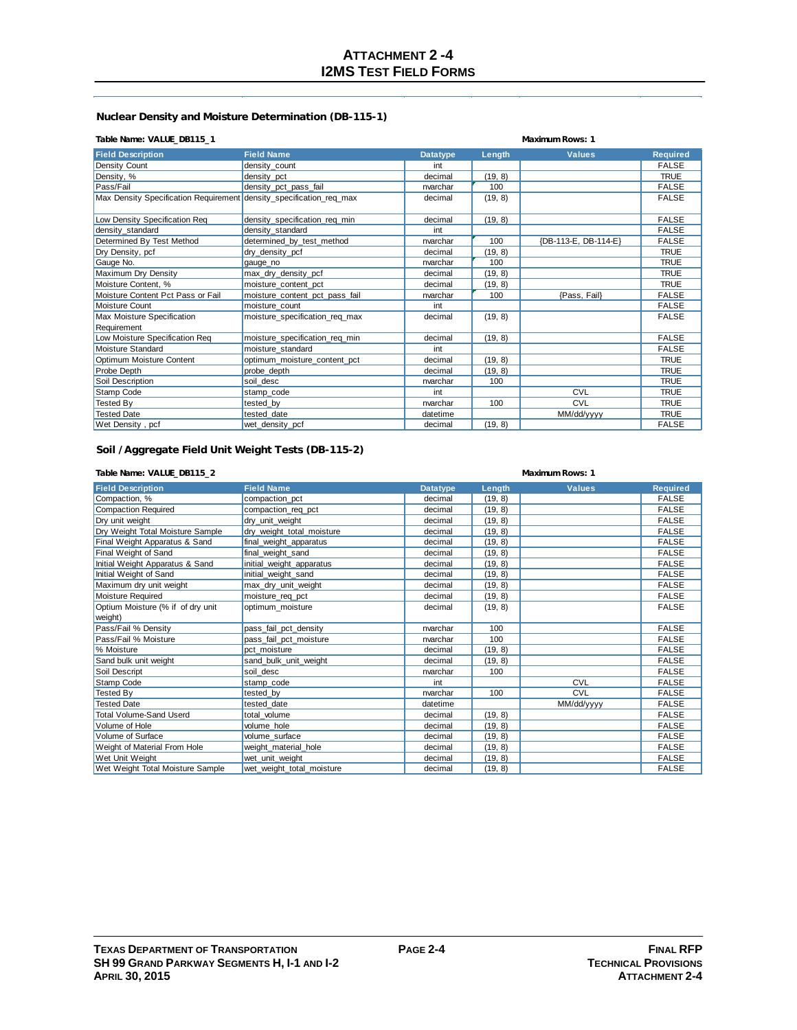# ATTACHMENT 2 -4
# I2MS TEST FIELD FORMS

## Nuclear Density and Moisture Determination (DB-115-1)

**Table Name: VALUE_DB115_1** **Maximum Rows: 1**

| Field Description | Field Name | Datatype | Length | Values | Required |
|---|---|---|---|---|---|
| Density Count | density_count | int | | | FALSE |
| Density, % | density_pct | decimal | (19, 8) | | TRUE |
| Pass/Fail | density_pct_pass_fail | nvarchar | 100 | | FALSE |
| Max Density Specification Requirement | density_specification_req_max | decimal | (19, 8) | | FALSE |
| Low Density Specification Req | density_specification_req_min | decimal | (19, 8) | | FALSE |
| density_standard | density_standard | int | | | FALSE |
| Determined By Test Method | determined_by_test_method | nvarchar | 100 | {DB-113-E, DB-114-E} | FALSE |
| Dry Density, pcf | dry_density_pcf | decimal | (19, 8) | | TRUE |
| Gauge No. | gauge_no | nvarchar | 100 | | TRUE |
| Maximum Dry Density | max_dry_density_pcf | decimal | (19, 8) | | TRUE |
| Moisture Content, % | moisture_content_pct | decimal | (19, 8) | | TRUE |
| Moisture Content Pct Pass or Fail | moisture_content_pct_pass_fail | nvarchar | 100 | {Pass, Fail} | FALSE |
| Moisture Count | moisture_count | int | | | FALSE |
| Max Moisture Specification Requirement | moisture_specification_req_max | decimal | (19, 8) | | FALSE |
| Low Moisture Specification Req | moisture_specification_req_min | decimal | (19, 8) | | FALSE |
| Moisture Standard | moisture_standard | int | | | FALSE |
| Optimum Moisture Content | optimum_moisture_content_pct | decimal | (19, 8) | | TRUE |
| Probe Depth | probe_depth | decimal | (19, 8) | | TRUE |
| Soil Description | soil_desc | nvarchar | 100 | | TRUE |
| Stamp Code | stamp_code | int | | CVL | TRUE |
| Tested By | tested_by | nvarchar | 100 | CVL | TRUE |
| Tested Date | tested_date | datetime | | MM/dd/yyyy | TRUE |
| Wet Density , pcf | wet_density_pcf | decimal | (19, 8) | | FALSE |

## Soil / Aggregate Field Unit Weight Tests (DB-115-2)

**Table Name: VALUE_DB115_2** **Maximum Rows: 1**

| Field Description | Field Name | Datatype | Length | Values | Required |
|---|---|---|---|---|---|
| Compaction, % | compaction_pct | decimal | (19, 8) | | FALSE |
| Compaction Required | compaction_req_pct | decimal | (19, 8) | | FALSE |
| Dry unit weight | dry_unit_weight | decimal | (19, 8) | | FALSE |
| Dry Weight Total Moisture Sample | dry_weight_total_moisture | decimal | (19, 8) | | FALSE |
| Final Weight Apparatus & Sand | final_weight_apparatus | decimal | (19, 8) | | FALSE |
| Final Weight of Sand | final_weight_sand | decimal | (19, 8) | | FALSE |
| Initial Weight Apparatus & Sand | initial_weight_apparatus | decimal | (19, 8) | | FALSE |
| Initial Weight of Sand | initial_weight_sand | decimal | (19, 8) | | FALSE |
| Maximum dry unit weight | max_dry_unit_weight | decimal | (19, 8) | | FALSE |
| Moisture Required | moisture_req_pct | decimal | (19, 8) | | FALSE |
| Optium Moisture (% if of dry unit weight) | optimum_moisture | decimal | (19, 8) | | FALSE |
| Pass/Fail % Density | pass_fail_pct_density | nvarchar | 100 | | FALSE |
| Pass/Fail % Moisture | pass_fail_pct_moisture | nvarchar | 100 | | FALSE |
| % Moisture | pct_moisture | decimal | (19, 8) | | FALSE |
| Sand bulk unit weight | sand_bulk_unit_weight | decimal | (19, 8) | | FALSE |
| Soil Descript | soil_desc | nvarchar | 100 | | FALSE |
| Stamp Code | stamp_code | int | | CVL | FALSE |
| Tested By | tested_by | nvarchar | 100 | CVL | FALSE |
| Tested Date | tested_date | datetime | | MM/dd/yyyy | FALSE |
| Total Volume-Sand Userd | total_volume | decimal | (19, 8) | | FALSE |
| Volume of Hole | volume_hole | decimal | (19, 8) | | FALSE |
| Volume of Surface | volume_surface | decimal | (19, 8) | | FALSE |
| Weight of Material From Hole | weight_material_hole | decimal | (19, 8) | | FALSE |
| Wet Unit Weight | wet_unit_weight | decimal | (19, 8) | | FALSE |
| Wet Weight Total Moisture Sample | wet_weight_total_moisture | decimal | (19, 8) | | FALSE |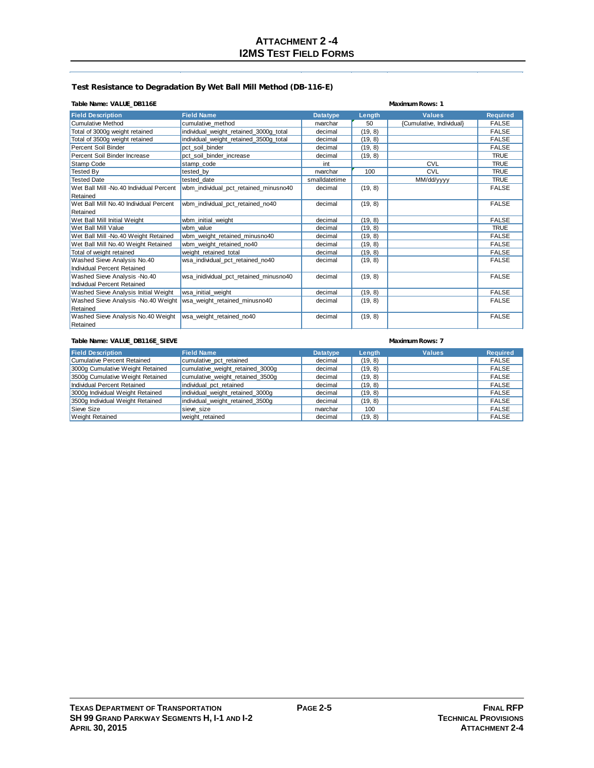# ATTACHMENT 2 -4
# I2MS TEST FIELD FORMS

### Test Resistance to Degradation By Wet Ball Mill Method (DB-116-E)

**Table Name: VALUE_DB116E** **Maximum Rows: 1**

| Field Description | Field Name | Datatype | Length | Values | Required |
|---|---|---|---|---|---|
| Cumulative Method | cumulative_method | nvarchar | 50 | {Cumulative, Individual} | FALSE |
| Total of 3000g weight retained | individual_weight_retained_3000g_total | decimal | (19, 8) | | FALSE |
| Total of 3500g weight retained | individual_weight_retained_3500g_total | decimal | (19, 8) | | FALSE |
| Percent Soil Binder | pct_soil_binder | decimal | (19, 8) | | FALSE |
| Percent Soil Binder Increase | pct_soil_binder_increase | decimal | (19, 8) | | TRUE |
| Stamp Code | stamp_code | int | | CVL | TRUE |
| Tested By | tested_by | nvarchar | 100 | CVL | TRUE |
| Tested Date | tested_date | smalldatetime | | MM/dd/yyyy | TRUE |
| Wet Ball Mill -No.40 Individual Percent Retained | wbm_individual_pct_retained_minusno40 | decimal | (19, 8) | | FALSE |
| Wet Ball Mill No.40 Individual Percent Retained | wbm_individual_pct_retained_no40 | decimal | (19, 8) | | FALSE |
| Wet Ball Mill Initial Weight | wbm_initial_weight | decimal | (19, 8) | | FALSE |
| Wet Ball Mill Value | wbm_value | decimal | (19, 8) | | TRUE |
| Wet Ball Mill -No.40 Weight Retained | wbm_weight_retained_minusno40 | decimal | (19, 8) | | FALSE |
| Wet Ball Mill No.40 Weight Retained | wbm_weight_retained_no40 | decimal | (19, 8) | | FALSE |
| Total of weight retained | weight_retained_total | decimal | (19, 8) | | FALSE |
| Washed Sieve Analysis No.40 Individual Percent Retained | wsa_individual_pct_retained_no40 | decimal | (19, 8) | | FALSE |
| Washed Sieve Analysis -No.40 Individual Percent Retained | wsa_inidividual_pct_retained_minusno40 | decimal | (19, 8) | | FALSE |
| Washed Sieve Analysis Initial Weight | wsa_initial_weight | decimal | (19, 8) | | FALSE |
| Washed Sieve Analysis -No.40 Weight Retained | wsa_weight_retained_minusno40 | decimal | (19, 8) | | FALSE |
| Washed Sieve Analysis No.40 Weight Retained | wsa_weight_retained_no40 | decimal | (19, 8) | | FALSE |

**Table Name: VALUE_DB116E_SIEVE** **Maximum Rows: 7**

| Field Description | Field Name | Datatype | Length | Values | Required |
|---|---|---|---|---|---|
| Cumulative Percent Retained | cumulative_pct_retained | decimal | (19, 8) | | FALSE |
| 3000g Cumulative Weight Retained | cumulative_weight_retained_3000g | decimal | (19, 8) | | FALSE |
| 3500g Cumulative Weight Retained | cumulative_weight_retained_3500g | decimal | (19, 8) | | FALSE |
| Individual Percent Retained | individual_pct_retained | decimal | (19, 8) | | FALSE |
| 3000g Individual Weight Retained | individual_weight_retained_3000g | decimal | (19, 8) | | FALSE |
| 3500g Individual Weight Retained | individual_weight_retained_3500g | decimal | (19, 8) | | FALSE |
| Sieve Size | sieve_size | nvarchar | 100 | | FALSE |
| Weight Retained | weight_retained | decimal | (19, 8) | | FALSE |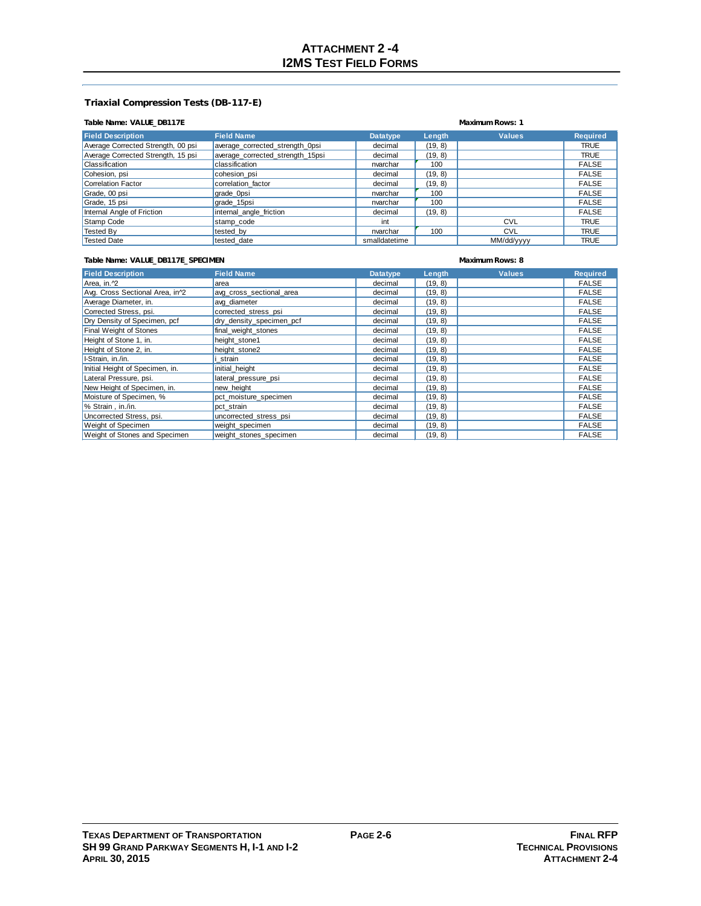## Triaxial Compression Tests (DB-117-E)

**Table Name: VALUE_DB117E** **Maximum Rows: 1**

| Field Description | Field Name | Datatype | Length | Values | Required |
|---|---|---|---|---|---|
| Average Corrected Strength, 00 psi | average_corrected_strength_0psi | decimal | (19, 8) | | TRUE |
| Average Corrected Strength, 15 psi | average_corrected_strength_15psi | decimal | (19, 8) | | TRUE |
| Classification | classification | nvarchar | 100 | | FALSE |
| Cohesion, psi | cohesion_psi | decimal | (19, 8) | | FALSE |
| Correlation Factor | correlation_factor | decimal | (19, 8) | | FALSE |
| Grade, 00 psi | grade_0psi | nvarchar | 100 | | FALSE |
| Grade, 15 psi | grade_15psi | nvarchar | 100 | | FALSE |
| Internal Angle of Friction | internal_angle_friction | decimal | (19, 8) | | FALSE |
| Stamp Code | stamp_code | int | | CVL | TRUE |
| Tested By | tested_by | nvarchar | 100 | CVL | TRUE |
| Tested Date | tested_date | smalldatetime | | MM/dd/yyyy | TRUE |

**Table Name: VALUE_DB117E_SPECIMEN** **Maximum Rows: 8**

| Field Description | Field Name | Datatype | Length | Values | Required |
|---|---|---|---|---|---|
| Area, in.^2 | area | decimal | (19, 8) | | FALSE |
| Avg. Cross Sectional Area, in^2 | avg_cross_sectional_area | decimal | (19, 8) | | FALSE |
| Average Diameter, in. | avg_diameter | decimal | (19, 8) | | FALSE |
| Corrected Stress, psi. | corrected_stress_psi | decimal | (19, 8) | | FALSE |
| Dry Density of Specimen, pcf | dry_density_specimen_pcf | decimal | (19, 8) | | FALSE |
| Final Weight of Stones | final_weight_stones | decimal | (19, 8) | | FALSE |
| Height of Stone 1, in. | height_stone1 | decimal | (19, 8) | | FALSE |
| Height of Stone 2, in. | height_stone2 | decimal | (19, 8) | | FALSE |
| I-Strain, in./in. | i_strain | decimal | (19, 8) | | FALSE |
| Initial Height of Specimen, in. | initial_height | decimal | (19, 8) | | FALSE |
| Lateral Pressure, psi. | lateral_pressure_psi | decimal | (19, 8) | | FALSE |
| New Height of Specimen, in. | new_height | decimal | (19, 8) | | FALSE |
| Moisture of Specimen, % | pct_moisture_specimen | decimal | (19, 8) | | FALSE |
| % Strain , in./in. | pct_strain | decimal | (19, 8) | | FALSE |
| Uncorrected Stress, psi. | uncorrected_stress_psi | decimal | (19, 8) | | FALSE |
| Weight of Specimen | weight_specimen | decimal | (19, 8) | | FALSE |
| Weight of Stones and Specimen | weight_stones_specimen | decimal | (19, 8) | | FALSE |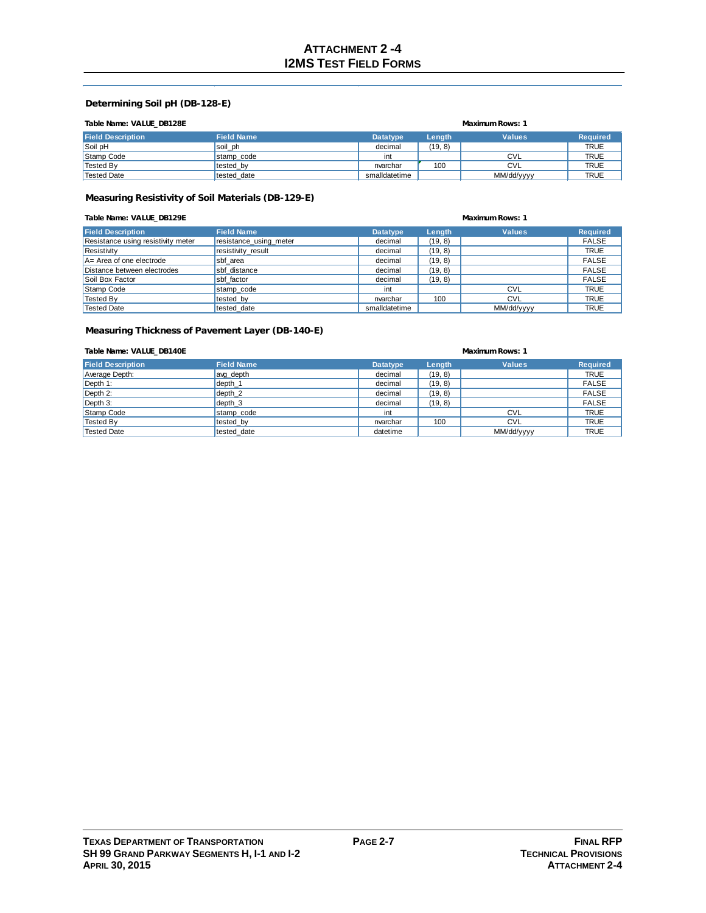# ATTACHMENT 2 -4
# I2MS TEST FIELD FORMS

### Determining Soil pH (DB-128-E)

**Table Name: VALUE_DB128E** **Maximum Rows: 1**

| Field Description | Field Name | Datatype | Length | Values | Required |
|---|---|---|---|---|---|
| Soil pH | soil_ph | decimal | (19, 8) | | TRUE |
| Stamp Code | stamp_code | int | | CVL | TRUE |
| Tested By | tested_by | nvarchar | 100 | CVL | TRUE |
| Tested Date | tested_date | smalldatetime | | MM/dd/yyyy | TRUE |

### Measuring Resistivity of Soil Materials (DB-129-E)

**Table Name: VALUE_DB129E** **Maximum Rows: 1**

| Field Description | Field Name | Datatype | Length | Values | Required |
|---|---|---|---|---|---|
| Resistance using resistivity meter | resistance_using_meter | decimal | (19, 8) | | FALSE |
| Resistivity | resistivity_result | decimal | (19, 8) | | TRUE |
| A= Area of one electrode | sbf_area | decimal | (19, 8) | | FALSE |
| Distance between electrodes | sbf_distance | decimal | (19, 8) | | FALSE |
| Soil Box Factor | sbf_factor | decimal | (19, 8) | | FALSE |
| Stamp Code | stamp_code | int | | CVL | TRUE |
| Tested By | tested_by | nvarchar | 100 | CVL | TRUE |
| Tested Date | tested_date | smalldatetime | | MM/dd/yyyy | TRUE |

### Measuring Thickness of Pavement Layer (DB-140-E)

**Table Name: VALUE_DB140E** **Maximum Rows: 1**

| Field Description | Field Name | Datatype | Length | Values | Required |
|---|---|---|---|---|---|
| Average Depth: | avg_depth | decimal | (19, 8) | | TRUE |
| Depth 1: | depth_1 | decimal | (19, 8) | | FALSE |
| Depth 2: | depth_2 | decimal | (19, 8) | | FALSE |
| Depth 3: | depth_3 | decimal | (19, 8) | | FALSE |
| Stamp Code | stamp_code | int | | CVL | TRUE |
| Tested By | tested_by | nvarchar | 100 | CVL | TRUE |
| Tested Date | tested_date | datetime | | MM/dd/yyyy | TRUE |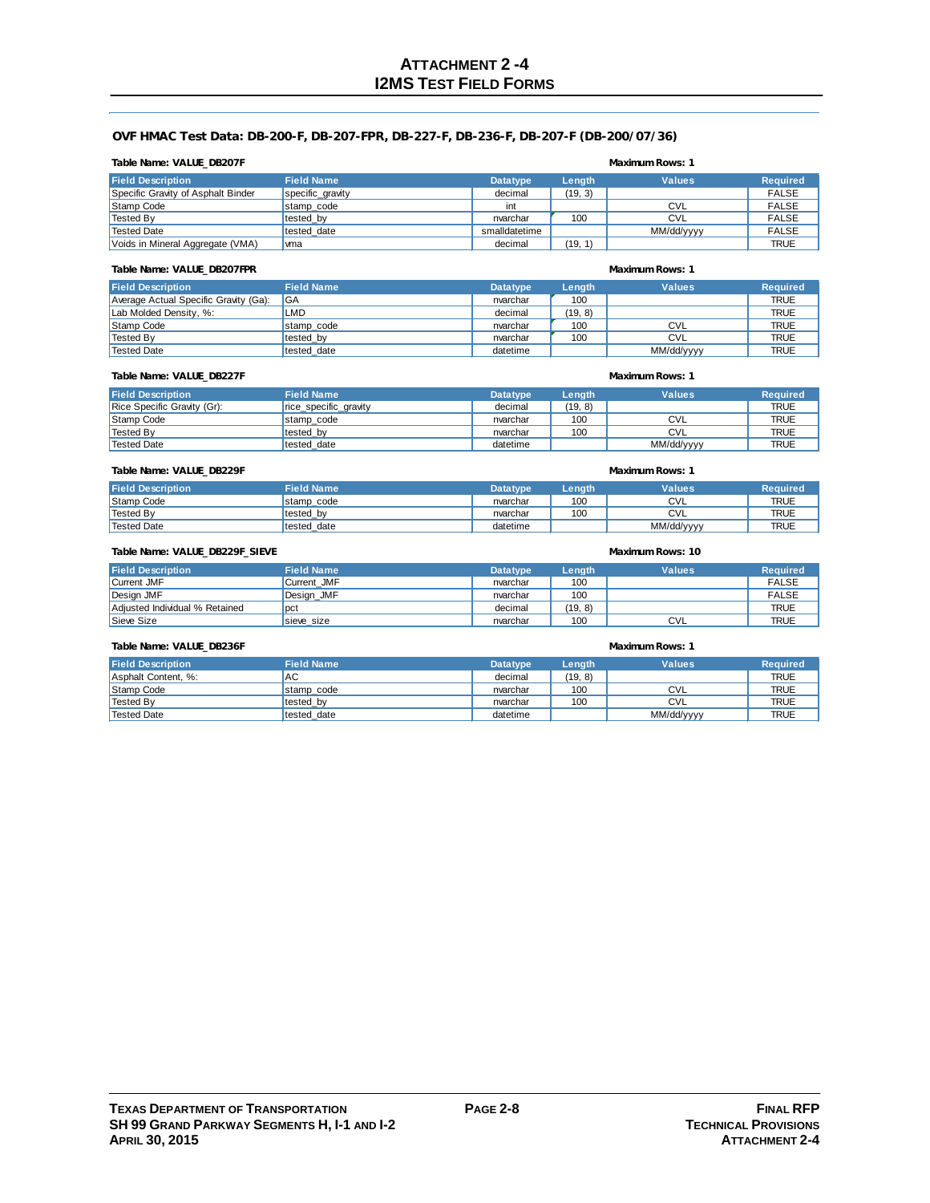# ATTACHMENT 2 -4
# I2MS TEST FIELD FORMS

### OVF HMAC Test Data: DB-200-F, DB-207-FPR, DB-227-F, DB-236-F, DB-207-F (DB-200/07/36)

**Table Name: VALUE_DB207F** **Maximum Rows: 1**

| Field Description | Field Name | Datatype | Length | Values | Required |
|---|---|---|---|---|---|
| Specific Gravity of Asphalt Binder | specific_gravity | decimal | (19, 3) | | FALSE |
| Stamp Code | stamp_code | int | | CVL | FALSE |
| Tested By | tested_by | nvarchar | 100 | CVL | FALSE |
| Tested Date | tested_date | smalldatetime | | MM/dd/yyyy | FALSE |
| Voids in Mineral Aggregate (VMA) | vma | decimal | (19, 1) | | TRUE |

**Table Name: VALUE_DB207FPR** **Maximum Rows: 1**

| Field Description | Field Name | Datatype | Length | Values | Required |
|---|---|---|---|---|---|
| Average Actual Specific Gravity (Ga): | GA | nvarchar | 100 | | TRUE |
| Lab Molded Density, %: | LMD | decimal | (19, 8) | | TRUE |
| Stamp Code | stamp_code | nvarchar | 100 | CVL | TRUE |
| Tested By | tested_by | nvarchar | 100 | CVL | TRUE |
| Tested Date | tested_date | datetime | | MM/dd/yyyy | TRUE |

**Table Name: VALUE_DB227F** **Maximum Rows: 1**

| Field Description | Field Name | Datatype | Length | Values | Required |
|---|---|---|---|---|---|
| Rice Specific Gravity (Gr): | rice_specific_gravity | decimal | (19, 8) | | TRUE |
| Stamp Code | stamp_code | nvarchar | 100 | CVL | TRUE |
| Tested By | tested_by | nvarchar | 100 | CVL | TRUE |
| Tested Date | tested_date | datetime | | MM/dd/yyyy | TRUE |

**Table Name: VALUE_DB229F** **Maximum Rows: 1**

| Field Description | Field Name | Datatype | Length | Values | Required |
|---|---|---|---|---|---|
| Stamp Code | stamp_code | nvarchar | 100 | CVL | TRUE |
| Tested By | tested_by | nvarchar | 100 | CVL | TRUE |
| Tested Date | tested_date | datetime | | MM/dd/yyyy | TRUE |

**Table Name: VALUE_DB229F_SIEVE** **Maximum Rows: 10**

| Field Description | Field Name | Datatype | Length | Values | Required |
|---|---|---|---|---|---|
| Current JMF | Current_JMF | nvarchar | 100 | | FALSE |
| Design JMF | Design_JMF | nvarchar | 100 | | FALSE |
| Adjusted Individual % Retained | pct | decimal | (19, 8) | | TRUE |
| Sieve Size | sieve_size | nvarchar | 100 | CVL | TRUE |

**Table Name: VALUE_DB236F** **Maximum Rows: 1**

| Field Description | Field Name | Datatype | Length | Values | Required |
|---|---|---|---|---|---|
| Asphalt Content, %: | AC | decimal | (19, 8) | | TRUE |
| Stamp Code | stamp_code | nvarchar | 100 | CVL | TRUE |
| Tested By | tested_by | nvarchar | 100 | CVL | TRUE |
| Tested Date | tested_date | datetime | | MM/dd/yyyy | TRUE |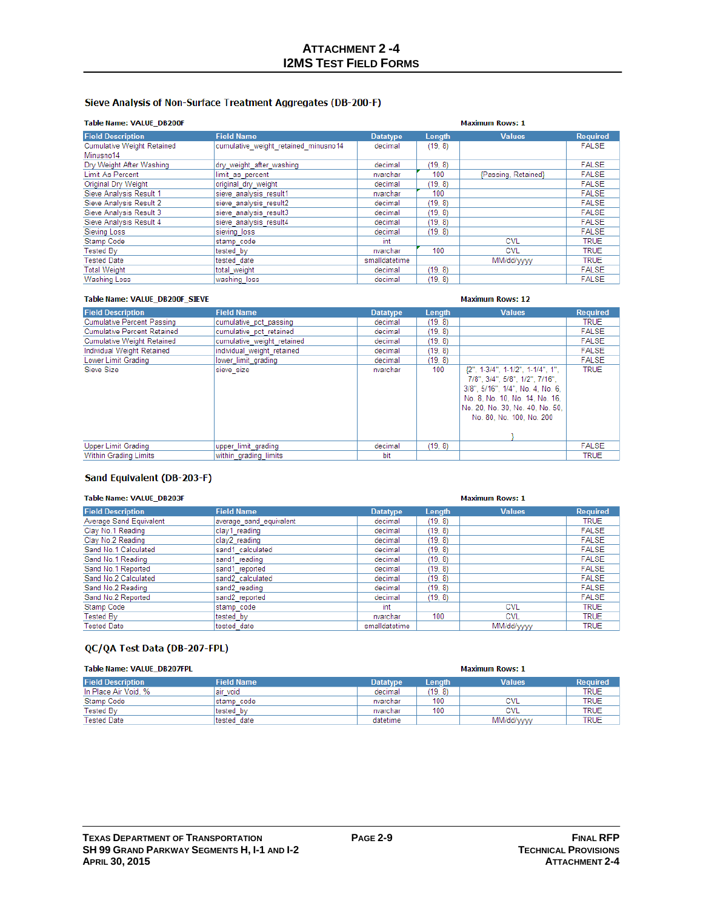# ATTACHMENT 2 -4
# I2MS TEST FIELD FORMS

## Sieve Analysis of Non-Surface Treatment Aggregates (DB-200-F)

**Table Name: VALUE_DB200F** **Maximum Rows: 1**

| Field Description | Field Name | Datatype | Length | Values | Required |
|---|---|---|---|---|---|
| Cumulative Weight Retained Minusno14 | cumulative_weight_retained_minusno14 | decimal | (19, 8) | | FALSE |
| Dry Weight After Washing | dry_weight_after_washing | decimal | (19, 8) | | FALSE |
| Limit As Percent | limit_as_percent | nvarchar | 100 | {Passing, Retained} | FALSE |
| Original Dry Weight | original_dry_weight | decimal | (19, 8) | | FALSE |
| Sieve Analysis Result 1 | sieve_analysis_result1 | nvarchar | 100 | | FALSE |
| Sieve Analysis Result 2 | sieve_analysis_result2 | decimal | (19, 8) | | FALSE |
| Sieve Analysis Result 3 | sieve_analysis_result3 | decimal | (19, 8) | | FALSE |
| Sieve Analysis Result 4 | sieve_analysis_result4 | decimal | (19, 8) | | FALSE |
| Sieving Loss | sieving_loss | decimal | (19, 8) | | FALSE |
| Stamp Code | stamp_code | int | | CVL | TRUE |
| Tested By | tested_by | nvarchar | 100 | CVL | TRUE |
| Tested Date | tested_date | smalldatetime | | MM/dd/yyyy | TRUE |
| Total Weight | total_weight | decimal | (19, 8) | | FALSE |
| Washing Loss | washing_loss | decimal | (19, 8) | | FALSE |

**Table Name: VALUE_DB200F_SIEVE** **Maximum Rows: 12**

| Field Description | Field Name | Datatype | Length | Values | Required |
|---|---|---|---|---|---|
| Cumulative Percent Passing | cumulative_pct_passing | decimal | (19, 8) | | TRUE |
| Cumulative Percent Retained | cumulative_pct_retained | decimal | (19, 8) | | FALSE |
| Cumulative Weight Retained | cumulative_weight_retained | decimal | (19, 8) | | FALSE |
| Individual Weight Retained | individual_weight_retained | decimal | (19, 8) | | FALSE |
| Lower Limit Grading | lower_limit_grading | decimal | (19, 8) | | FALSE |
| Sieve Size | sieve_size | nvarchar | 100 | {2", 1-3/4", 1-1/2", 1-1/4", 1", 7/8", 3/4", 5/8", 1/2", 7/16", 3/8", 5/16", 1/4", No. 4, No. 6, No. 8, No. 10, No. 14, No. 16, No. 20, No. 30, No. 40, No. 50, No. 80, No. 100, No. 200 } | TRUE |
| Upper Limit Grading | upper_limit_grading | decimal | (19, 8) | | FALSE |
| Within Grading Limits | within_grading_limits | bit | | | TRUE |

## Sand Equivalent (DB-203-F)

**Table Name: VALUE_DB203F** **Maximum Rows: 1**

| Field Description | Field Name | Datatype | Length | Values | Required |
|---|---|---|---|---|---|
| Average Sand Equivalent | average_sand_equivalent | decimal | (19, 8) | | TRUE |
| Clay No.1 Reading | clay1_reading | decimal | (19, 8) | | FALSE |
| Clay No.2 Reading | clay2_reading | decimal | (19, 8) | | FALSE |
| Sand No.1 Calculated | sand1_calculated | decimal | (19, 8) | | FALSE |
| Sand No.1 Reading | sand1_reading | decimal | (19, 8) | | FALSE |
| Sand No.1 Reported | sand1_reported | decimal | (19, 8) | | FALSE |
| Sand No.2 Calculated | sand2_calculated | decimal | (19, 8) | | FALSE |
| Sand No.2 Reading | sand2_reading | decimal | (19, 8) | | FALSE |
| Sand No.2 Reported | sand2_reported | decimal | (19, 8) | | FALSE |
| Stamp Code | stamp_code | int | | CVL | TRUE |
| Tested By | tested_by | nvarchar | 100 | CVL | TRUE |
| Tested Date | tested_date | smalldatetime | | MM/dd/yyyy | TRUE |

## QC/QA Test Data (DB-207-FPL)

**Table Name: VALUE_DB207FPL** **Maximum Rows: 1**

| Field Description | Field Name | Datatype | Length | Values | Required |
|---|---|---|---|---|---|
| In Place Air Void, % | air_void | decimal | (19, 8) | | TRUE |
| Stamp Code | stamp_code | nvarchar | 100 | CVL | TRUE |
| Tested By | tested_by | nvarchar | 100 | CVL | TRUE |
| Tested Date | tested_date | datetime | | MM/dd/yyyy | TRUE |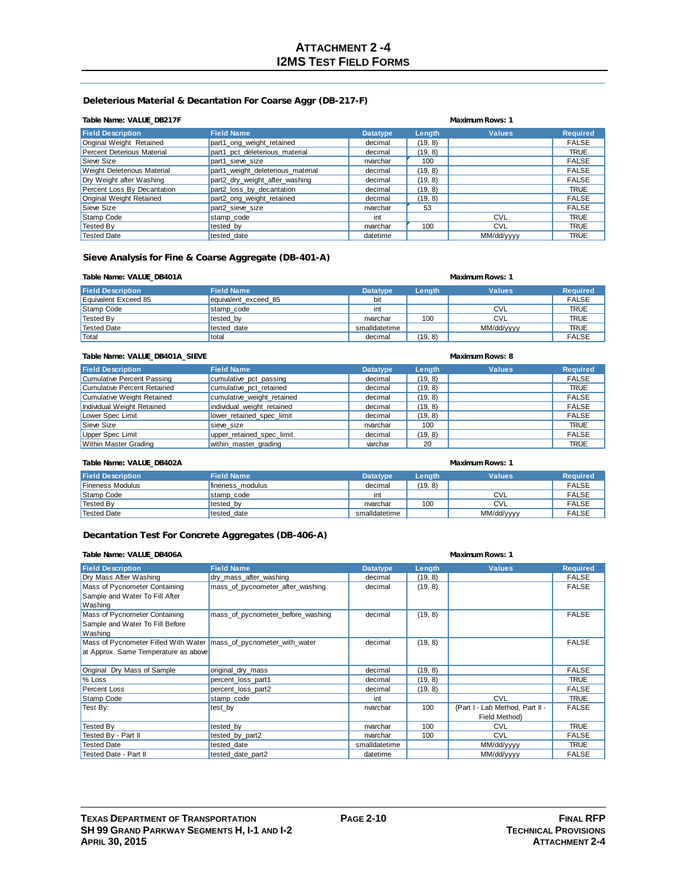# ATTACHMENT 2 -4
# I2MS TEST FIELD FORMS

## Deleterious Material & Decantation For Coarse Aggr (DB-217-F)

**Table Name: VALUE_DB217F** **Maximum Rows: 1**

| Field Description | Field Name | Datatype | Length | Values | Required |
|---|---|---|---|---|---|
| Original Weight Retained | part1_orig_weight_retained | decimal | (19, 8) | | FALSE |
| Percent Deterious Material | part1_pct_deleterious_material | decimal | (19, 8) | | TRUE |
| Sieve Size | part1_sieve_size | nvarchar | 100 | | FALSE |
| Weight Deleterious Material | part1_weight_deleterious_material | decimal | (19, 8) | | FALSE |
| Dry Weight after Washing | part2_dry_weight_after_washing | decimal | (19, 8) | | FALSE |
| Percent Loss By Decantation | part2_loss_by_decantation | decimal | (19, 8) | | TRUE |
| Original Weight Retained | part2_orig_weight_retained | decimal | (19, 8) | | FALSE |
| Sieve Size | part2_sieve_size | nvarchar | 53 | | FALSE |
| Stamp Code | stamp_code | int | | CVL | TRUE |
| Tested By | tested_by | nvarchar | 100 | CVL | TRUE |
| Tested Date | tested_date | datetime | | MM/dd/yyyy | TRUE |

## Sieve Analysis for Fine & Coarse Aggregate (DB-401-A)

**Table Name: VALUE_DB401A** **Maximum Rows: 1**

| Field Description | Field Name | Datatype | Length | Values | Required |
|---|---|---|---|---|---|
| Equivalent Exceed 85 | equivalent_exceed_85 | bit | | | FALSE |
| Stamp Code | stamp_code | int | | CVL | TRUE |
| Tested By | tested_by | nvarchar | 100 | CVL | TRUE |
| Tested Date | tested_date | smalldatetime | | MM/dd/yyyy | TRUE |
| Total | total | decimal | (19, 8) | | FALSE |

**Table Name: VALUE_DB401A_SIEVE** **Maximum Rows: 8**

| Field Description | Field Name | Datatype | Length | Values | Required |
|---|---|---|---|---|---|
| Cumulative Percent Passing | cumulative_pct_passing | decimal | (19, 8) | | FALSE |
| Cumulative Percent Retained | cumulative_pct_retained | decimal | (19, 8) | | TRUE |
| Cumulative Weight Retained | cumulative_weight_retained | decimal | (19, 8) | | FALSE |
| Individual Weight Retained | individual_weight_retained | decimal | (19, 8) | | FALSE |
| Lower Spec Limit | lower_retained_spec_limit | decimal | (19, 8) | | FALSE |
| Sieve Size | sieve_size | nvarchar | 100 | | TRUE |
| Upper Spec Limit | upper_retained_spec_limit | decimal | (19, 8) | | FALSE |
| Within Master Grading | within_master_grading | varchar | 20 | | TRUE |

**Table Name: VALUE_DB402A** **Maximum Rows: 1**

| Field Description | Field Name | Datatype | Length | Values | Required |
|---|---|---|---|---|---|
| Fineness Modulus | fineness_modulus | decimal | (19, 8) | | FALSE |
| Stamp Code | stamp_code | int | | CVL | FALSE |
| Tested By | tested_by | nvarchar | 100 | CVL | FALSE |
| Tested Date | tested_date | smalldatetime | | MM/dd/yyyy | FALSE |

## Decantation Test For Concrete Aggregates (DB-406-A)

**Table Name: VALUE_DB406A** **Maximum Rows: 1**

| Field Description | Field Name | Datatype | Length | Values | Required |
|---|---|---|---|---|---|
| Dry Mass After Washing | dry_mass_after_washing | decimal | (19, 8) | | FALSE |
| Mass of Pycnometer Containing Sample and Water To Fill After Washing | mass_of_pycnometer_after_washing | decimal | (19, 8) | | FALSE |
| Mass of Pycnometer Containing Sample and Water To Fill Before Washing | mass_of_pycnometer_before_washing | decimal | (19, 8) | | FALSE |
| Mass of Pycnometer Filled With Water at Approx. Same Temperature as above | mass_of_pycnometer_with_water | decimal | (19, 8) | | FALSE |
| Original Dry Mass of Sample | original_dry_mass | decimal | (19, 8) | | FALSE |
| % Loss | percent_loss_part1 | decimal | (19, 8) | | TRUE |
| Percent Loss | percent_loss_part2 | decimal | (19, 8) | | FALSE |
| Stamp Code | stamp_code | int | | CVL | TRUE |
| Test By: | test_by | nvarchar | 100 | {Part I - Lab Method, Part II - Field Method} | FALSE |
| Tested By | tested_by | nvarchar | 100 | CVL | TRUE |
| Tested By - Part II | tested_by_part2 | nvarchar | 100 | CVL | FALSE |
| Tested Date | tested_date | smalldatetime | | MM/dd/yyyy | TRUE |
| Tested Date - Part II | tested_date_part2 | datetime | | MM/dd/yyyy | FALSE |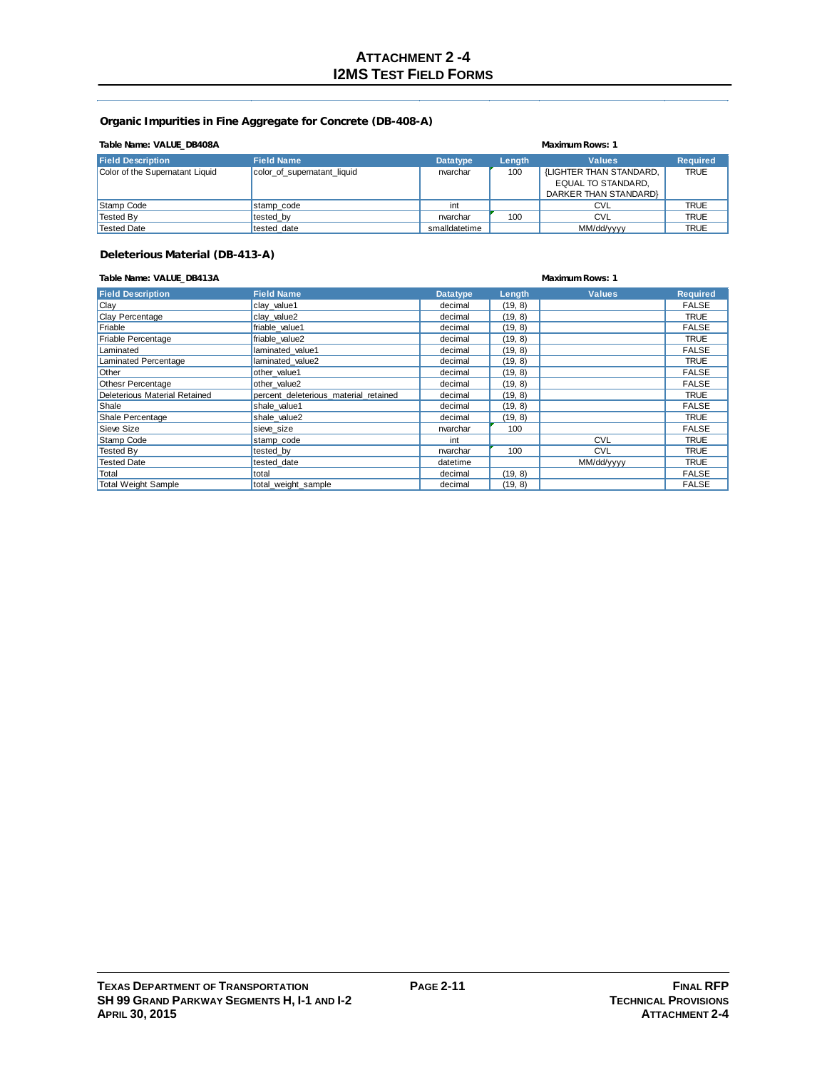# ATTACHMENT 2 -4
# I2MS TEST FIELD FORMS

## Organic Impurities in Fine Aggregate for Concrete (DB-408-A)

**Table Name: VALUE_DB408A** **Maximum Rows: 1**

| Field Description | Field Name | Datatype | Length | Values | Required |
|---|---|---|---|---|---|
| Color of the Supernatant Liquid | color_of_supernatant_liquid | nvarchar | 100 | {LIGHTER THAN STANDARD, EQUAL TO STANDARD, DARKER THAN STANDARD} | TRUE |
| Stamp Code | stamp_code | int | | CVL | TRUE |
| Tested By | tested_by | nvarchar | 100 | CVL | TRUE |
| Tested Date | tested_date | smalldatetime | | MM/dd/yyyy | TRUE |

## Deleterious Material (DB-413-A)

**Table Name: VALUE_DB413A** **Maximum Rows: 1**

| Field Description | Field Name | Datatype | Length | Values | Required |
|---|---|---|---|---|---|
| Clay | clay_value1 | decimal | (19, 8) | | FALSE |
| Clay Percentage | clay_value2 | decimal | (19, 8) | | TRUE |
| Friable | friable_value1 | decimal | (19, 8) | | FALSE |
| Friable Percentage | friable_value2 | decimal | (19, 8) | | TRUE |
| Laminated | laminated_value1 | decimal | (19, 8) | | FALSE |
| Laminated Percentage | laminated_value2 | decimal | (19, 8) | | TRUE |
| Other | other_value1 | decimal | (19, 8) | | FALSE |
| Othesr Percentage | other_value2 | decimal | (19, 8) | | FALSE |
| Deleterious Material Retained | percent_deleterious_material_retained | decimal | (19, 8) | | TRUE |
| Shale | shale_value1 | decimal | (19, 8) | | FALSE |
| Shale Percentage | shale_value2 | decimal | (19, 8) | | TRUE |
| Sieve Size | sieve_size | nvarchar | 100 | | FALSE |
| Stamp Code | stamp_code | int | | CVL | TRUE |
| Tested By | tested_by | nvarchar | 100 | CVL | TRUE |
| Tested Date | tested_date | datetime | | MM/dd/yyyy | TRUE |
| Total | total | decimal | (19, 8) | | FALSE |
| Total Weight Sample | total_weight_sample | decimal | (19, 8) | | FALSE |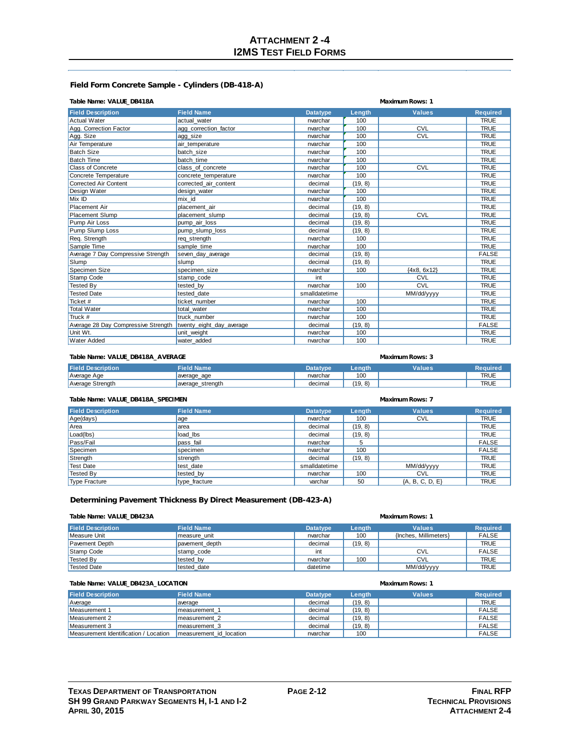# ATTACHMENT 2 -4
# I2MS TEST FIELD FORMS

## Field Form Concrete Sample - Cylinders (DB-418-A)

**Table Name: VALUE_DB418A** **Maximum Rows: 1**

| Field Description | Field Name | Datatype | Length | Values | Required |
|---|---|---|---|---|---|
| Actual Water | actual_water | nvarchar | 100 | | TRUE |
| Agg. Correction Factor | agg_correction_factor | nvarchar | 100 | CVL | TRUE |
| Agg. Size | agg_size | nvarchar | 100 | CVL | TRUE |
| Air Temperature | air_temperature | nvarchar | 100 | | TRUE |
| Batch Size | batch_size | nvarchar | 100 | | TRUE |
| Batch Time | batch_time | nvarchar | 100 | | TRUE |
| Class of Concrete | class_of_concrete | nvarchar | 100 | CVL | TRUE |
| Concrete Temperature | concrete_temperature | nvarchar | 100 | | TRUE |
| Corrected Air Content | corrected_air_content | decimal | (19, 8) | | TRUE |
| Design Water | design_water | nvarchar | 100 | | TRUE |
| Mix ID | mix_id | nvarchar | 100 | | TRUE |
| Placement Air | placement_air | decimal | (19, 8) | | TRUE |
| Placement Slump | placement_slump | decimal | (19, 8) | CVL | TRUE |
| Pump Air Loss | pump_air_loss | decimal | (19, 8) | | TRUE |
| Pump Slump Loss | pump_slump_loss | decimal | (19, 8) | | TRUE |
| Req. Strength | req_strength | nvarchar | 100 | | TRUE |
| Sample Time | sample_time | nvarchar | 100 | | TRUE |
| Average 7 Day Compressive Strength | seven_day_average | decimal | (19, 8) | | FALSE |
| Slump | slump | decimal | (19, 8) | | TRUE |
| Specimen Size | specimen_size | nvarchar | 100 | {4x8, 6x12} | TRUE |
| Stamp Code | stamp_code | int | | CVL | TRUE |
| Tested By | tested_by | nvarchar | 100 | CVL | TRUE |
| Tested Date | tested_date | smalldatetime | | MM/dd/yyyy | TRUE |
| Ticket # | ticket_number | nvarchar | 100 | | TRUE |
| Total Water | total_water | nvarchar | 100 | | TRUE |
| Truck # | truck_number | nvarchar | 100 | | TRUE |
| Average 28 Day Compressive Strength | twenty_eight_day_average | decimal | (19, 8) | | FALSE |
| Unit Wt. | unit_weight | nvarchar | 100 | | TRUE |
| Water Added | water_added | nvarchar | 100 | | TRUE |

**Table Name: VALUE_DB418A_AVERAGE** **Maximum Rows: 3**

| Field Description | Field Name | Datatype | Length | Values | Required |
|---|---|---|---|---|---|
| Average Age | average_age | nvarchar | 100 | | TRUE |
| Average Strength | average_strength | decimal | (19, 8) | | TRUE |

**Table Name: VALUE_DB418A_SPECIMEN** **Maximum Rows: 7**

| Field Description | Field Name | Datatype | Length | Values | Required |
|---|---|---|---|---|---|
| Age(days) | age | nvarchar | 100 | CVL | TRUE |
| Area | area | decimal | (19, 8) | | TRUE |
| Load(lbs) | load_lbs | decimal | (19, 8) | | TRUE |
| Pass/Fail | pass_fail | nvarchar | 5 | | FALSE |
| Specimen | specimen | nvarchar | 100 | | FALSE |
| Strength | strength | decimal | (19, 8) | | TRUE |
| Test Date | test_date | smalldatetime | | MM/dd/yyyy | TRUE |
| Tested By | tested_by | nvarchar | 100 | CVL | TRUE |
| Type Fracture | type_fracture | varchar | 50 | {A, B, C, D, E} | TRUE |

## Determining Pavement Thickness By Direct Measurement (DB-423-A)

**Table Name: VALUE_DB423A** **Maximum Rows: 1**

| Field Description | Field Name | Datatype | Length | Values | Required |
|---|---|---|---|---|---|
| Measure Unit | measure_unit | nvarchar | 100 | {Inches, Millimeters} | FALSE |
| Pavement Depth | pavement_depth | decimal | (19, 8) | | TRUE |
| Stamp Code | stamp_code | int | | CVL | FALSE |
| Tested By | tested_by | nvarchar | 100 | CVL | TRUE |
| Tested Date | tested_date | datetime | | MM/dd/yyyy | TRUE |

**Table Name: VALUE_DB423A_LOCATION** **Maximum Rows: 1**

| Field Description | Field Name | Datatype | Length | Values | Required |
|---|---|---|---|---|---|
| Average | average | decimal | (19, 8) | | TRUE |
| Measurement 1 | measurement_1 | decimal | (19, 8) | | FALSE |
| Measurement 2 | measurement_2 | decimal | (19, 8) | | FALSE |
| Measurement 3 | measurement_3 | decimal | (19, 8) | | FALSE |
| Measurement Identification / Location | measurement_id_location | nvarchar | 100 | | FALSE |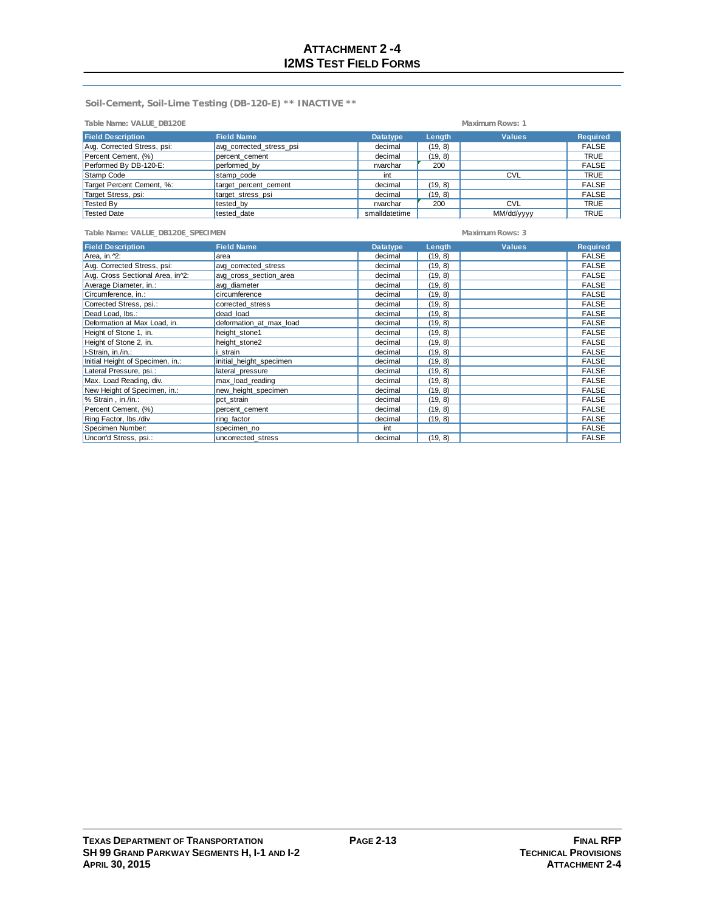## Soil-Cement, Soil-Lime Testing (DB-120-E) ** INACTIVE **

**Table Name: VALUE_DB120E** **Maximum Rows: 1**

| Field Description | Field Name | Datatype | Length | Values | Required |
|---|---|---|---|---|---|
| Avg. Corrected Stress, psi: | avg_corrected_stress_psi | decimal | (19, 8) | | FALSE |
| Percent Cement, (%) | percent_cement | decimal | (19, 8) | | TRUE |
| Performed By DB-120-E: | performed_by | nvarchar | 200 | | FALSE |
| Stamp Code | stamp_code | int | | CVL | TRUE |
| Target Percent Cement, %: | target_percent_cement | decimal | (19, 8) | | FALSE |
| Target Stress, psi: | target_stress_psi | decimal | (19, 8) | | FALSE |
| Tested By | tested_by | nvarchar | 200 | CVL | TRUE |
| Tested Date | tested_date | smalldatetime | | MM/dd/yyyy | TRUE |

**Table Name: VALUE_DB120E_SPECIMEN** **Maximum Rows: 3**

| Field Description | Field Name | Datatype | Length | Values | Required |
|---|---|---|---|---|---|
| Area, in.^2: | area | decimal | (19, 8) | | FALSE |
| Avg. Corrected Stress, psi: | avg_corrected_stress | decimal | (19, 8) | | FALSE |
| Avg. Cross Sectional Area, in^2: | avg_cross_section_area | decimal | (19, 8) | | FALSE |
| Average Diameter, in.: | avg_diameter | decimal | (19, 8) | | FALSE |
| Circumference, in.: | circumference | decimal | (19, 8) | | FALSE |
| Corrected Stress, psi.: | corrected_stress | decimal | (19, 8) | | FALSE |
| Dead Load, lbs.: | dead_load | decimal | (19, 8) | | FALSE |
| Deformation at Max Load, in. | deformation_at_max_load | decimal | (19, 8) | | FALSE |
| Height of Stone 1, in. | height_stone1 | decimal | (19, 8) | | FALSE |
| Height of Stone 2, in. | height_stone2 | decimal | (19, 8) | | FALSE |
| I-Strain, in./in.: | i_strain | decimal | (19, 8) | | FALSE |
| Initial Height of Specimen, in.: | initial_height_specimen | decimal | (19, 8) | | FALSE |
| Lateral Pressure, psi.: | lateral_pressure | decimal | (19, 8) | | FALSE |
| Max. Load Reading, div. | max_load_reading | decimal | (19, 8) | | FALSE |
| New Height of Specimen, in.: | new_height_specimen | decimal | (19, 8) | | FALSE |
| % Strain , in./in.: | pct_strain | decimal | (19, 8) | | FALSE |
| Percent Cement, (%) | percent_cement | decimal | (19, 8) | | FALSE |
| Ring Factor, lbs./div | ring_factor | decimal | (19, 8) | | FALSE |
| Specimen Number: | specimen_no | int | | | FALSE |
| Uncorr'd Stress, psi.: | uncorrected_stress | decimal | (19, 8) | | FALSE |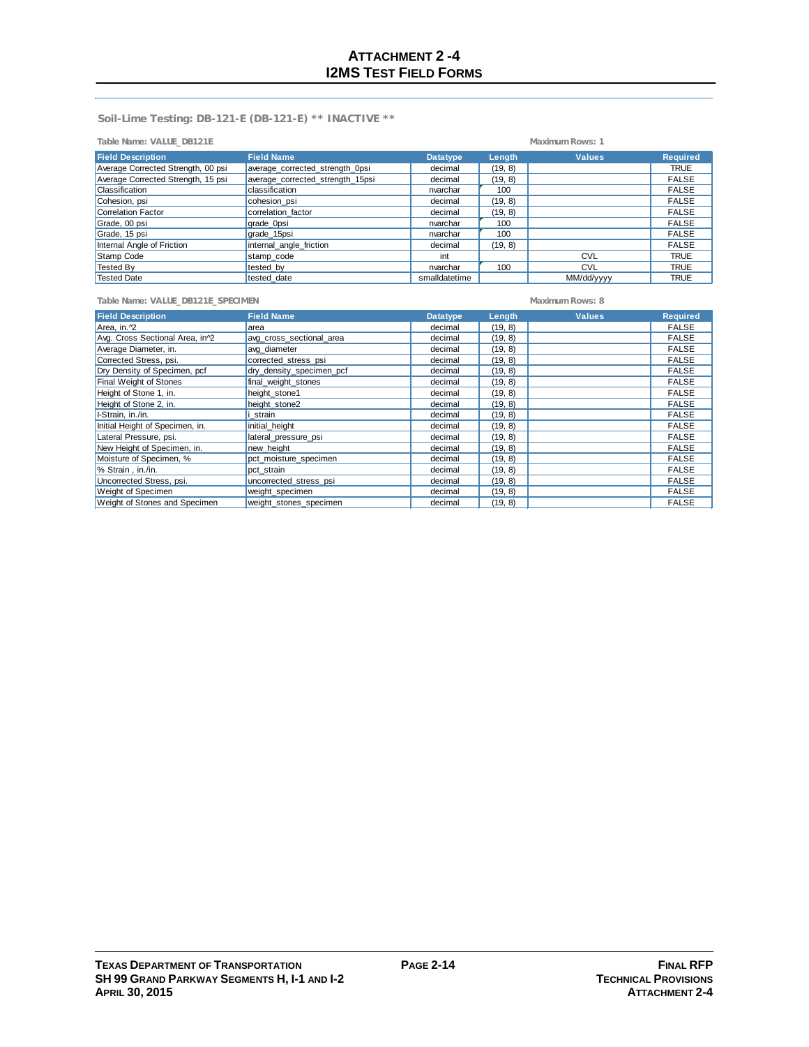### Soil-Lime Testing: DB-121-E (DB-121-E) ** INACTIVE **

Table Name: VALUE_DB121E

Maximum Rows: 1

| Field Description | Field Name | Datatype | Length | Values | Required |
|---|---|---|---|---|---|
| Average Corrected Strength, 00 psi | average_corrected_strength_0psi | decimal | (19, 8) | | TRUE |
| Average Corrected Strength, 15 psi | average_corrected_strength_15psi | decimal | (19, 8) | | FALSE |
| Classification | classification | nvarchar | 100 | | FALSE |
| Cohesion, psi | cohesion_psi | decimal | (19, 8) | | FALSE |
| Correlation Factor | correlation_factor | decimal | (19, 8) | | FALSE |
| Grade, 00 psi | grade_0psi | nvarchar | 100 | | FALSE |
| Grade, 15 psi | grade_15psi | nvarchar | 100 | | FALSE |
| Internal Angle of Friction | internal_angle_friction | decimal | (19, 8) | | FALSE |
| Stamp Code | stamp_code | int | | CVL | TRUE |
| Tested By | tested_by | nvarchar | 100 | CVL | TRUE |
| Tested Date | tested_date | smalldatetime | | MM/dd/yyyy | TRUE |

Table Name: VALUE_DB121E_SPECIMEN

Maximum Rows: 8

| Field Description | Field Name | Datatype | Length | Values | Required |
|---|---|---|---|---|---|
| Area, in.^2 | area | decimal | (19, 8) | | FALSE |
| Avg. Cross Sectional Area, in^2 | avg_cross_sectional_area | decimal | (19, 8) | | FALSE |
| Average Diameter, in. | avg_diameter | decimal | (19, 8) | | FALSE |
| Corrected Stress, psi. | corrected_stress_psi | decimal | (19, 8) | | FALSE |
| Dry Density of Specimen, pcf | dry_density_specimen_pcf | decimal | (19, 8) | | FALSE |
| Final Weight of Stones | final_weight_stones | decimal | (19, 8) | | FALSE |
| Height of Stone 1, in. | height_stone1 | decimal | (19, 8) | | FALSE |
| Height of Stone 2, in. | height_stone2 | decimal | (19, 8) | | FALSE |
| I-Strain, in./in. | i_strain | decimal | (19, 8) | | FALSE |
| Initial Height of Specimen, in. | initial_height | decimal | (19, 8) | | FALSE |
| Lateral Pressure, psi. | lateral_pressure_psi | decimal | (19, 8) | | FALSE |
| New Height of Specimen, in. | new_height | decimal | (19, 8) | | FALSE |
| Moisture of Specimen, % | pct_moisture_specimen | decimal | (19, 8) | | FALSE |
| % Strain , in./in. | pct_strain | decimal | (19, 8) | | FALSE |
| Uncorrected Stress, psi. | uncorrected_stress_psi | decimal | (19, 8) | | FALSE |
| Weight of Specimen | weight_specimen | decimal | (19, 8) | | FALSE |
| Weight of Stones and Specimen | weight_stones_specimen | decimal | (19, 8) | | FALSE |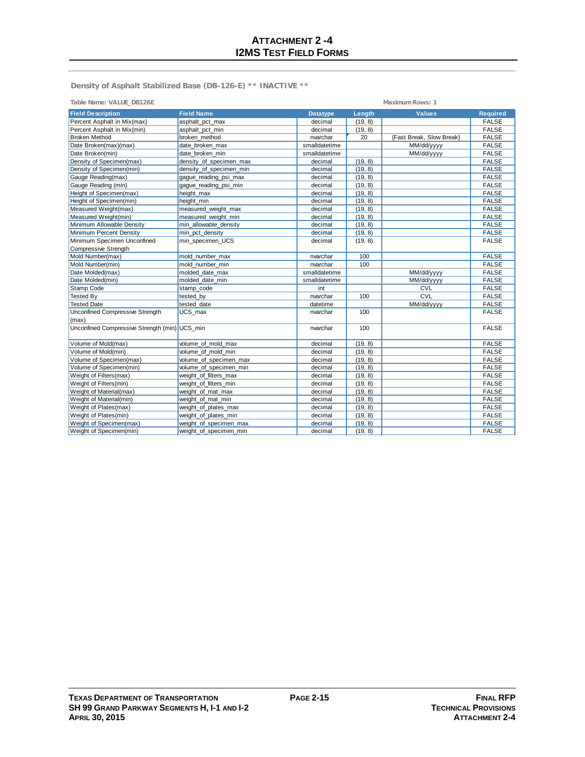## Density of Asphalt Stabilized Base (DB-126-E) ** INACTIVE **

**Table Name: VALUE_DB126E** **Maximum Rows: 1**

| Field Description | Field Name | Datatype | Length | Values | Required |
|---|---|---|---|---|---|
| Percent Asphalt in Mix(max) | asphalt_pct_max | decimal | (19, 8) | | FALSE |
| Percent Asphalt in Mix(min) | asphalt_pct_min | decimal | (19, 8) | | FALSE |
| Broken Method | broken_method | nvarchar | 20 | {Fast Break, Slow Break} | FALSE |
| Date Broken(max)(max) | date_broken_max | smalldatetime | | MM/dd/yyyy | FALSE |
| Date Broken(min) | date_broken_min | smalldatetime | | MM/dd/yyyy | FALSE |
| Density of Specimen(max) | density_of_specimen_max | decimal | (19, 8) | | FALSE |
| Density of Specimen(min) | density_of_specimen_min | decimal | (19, 8) | | FALSE |
| Gauge Reading(max) | gague_reading_psi_max | decimal | (19, 8) | | FALSE |
| Gauge Reading (min) | gague_reading_psi_min | decimal | (19, 8) | | FALSE |
| Height of Specimen(max) | height_max | decimal | (19, 8) | | FALSE |
| Height of Specimen(min) | height_min | decimal | (19, 8) | | FALSE |
| Measured Weight(max) | measured_weight_max | decimal | (19, 8) | | FALSE |
| Measured Weight(min) | measured_weight_min | decimal | (19, 8) | | FALSE |
| Minimum Allowable Density | min_allowable_density | decimal | (19, 8) | | FALSE |
| Minimum Percent Density | min_pct_density | decimal | (19, 8) | | FALSE |
| Minimum Specimen Unconfined Compressive Strength | min_specimen_UCS | decimal | (19, 8) | | FALSE |
| Mold Number(max) | mold_number_max | nvarchar | 100 | | FALSE |
| Mold Number(min) | mold_number_min | nvarchar | 100 | | FALSE |
| Date Molded(max) | molded_date_max | smalldatetime | | MM/dd/yyyy | FALSE |
| Date Molded(min) | molded_date_min | smalldatetime | | MM/dd/yyyy | FALSE |
| Stamp Code | stamp_code | int | | CVL | FALSE |
| Tested By | tested_by | nvarchar | 100 | CVL | FALSE |
| Tested Date | tested_date | datetime | | MM/dd/yyyy | FALSE |
| Unconfined Compressive Strength (max) | UCS_max | nvarchar | 100 | | FALSE |
| Unconfined Compressive Strength (min) | UCS_min | nvarchar | 100 | | FALSE |
| Volume of Mold(max) | volume_of_mold_max | decimal | (19, 8) | | FALSE |
| Volume of Mold(min) | volume_of_mold_min | decimal | (19, 8) | | FALSE |
| Volume of Specimen(max) | volume_of_specimen_max | decimal | (19, 8) | | FALSE |
| Volume of Specimen(min) | volume_of_specimen_min | decimal | (19, 8) | | FALSE |
| Weight of Filters(max) | weight_of_filters_max | decimal | (19, 8) | | FALSE |
| Weight of Filters(min) | weight_of_filters_min | decimal | (19, 8) | | FALSE |
| Weight of Material(max) | weight_of_mat_max | decimal | (19, 8) | | FALSE |
| Weight of Material(min) | weight_of_mat_min | decimal | (19, 8) | | FALSE |
| Weight of Plates(max) | weight_of_plates_max | decimal | (19, 8) | | FALSE |
| Weight of Plates(min) | weight_of_plates_min | decimal | (19, 8) | | FALSE |
| Weight of Specimen(max) | weight_of_specimen_max | decimal | (19, 8) | | FALSE |
| Weight of Specimen(min) | weight_of_specimen_min | decimal | (19, 8) | | FALSE |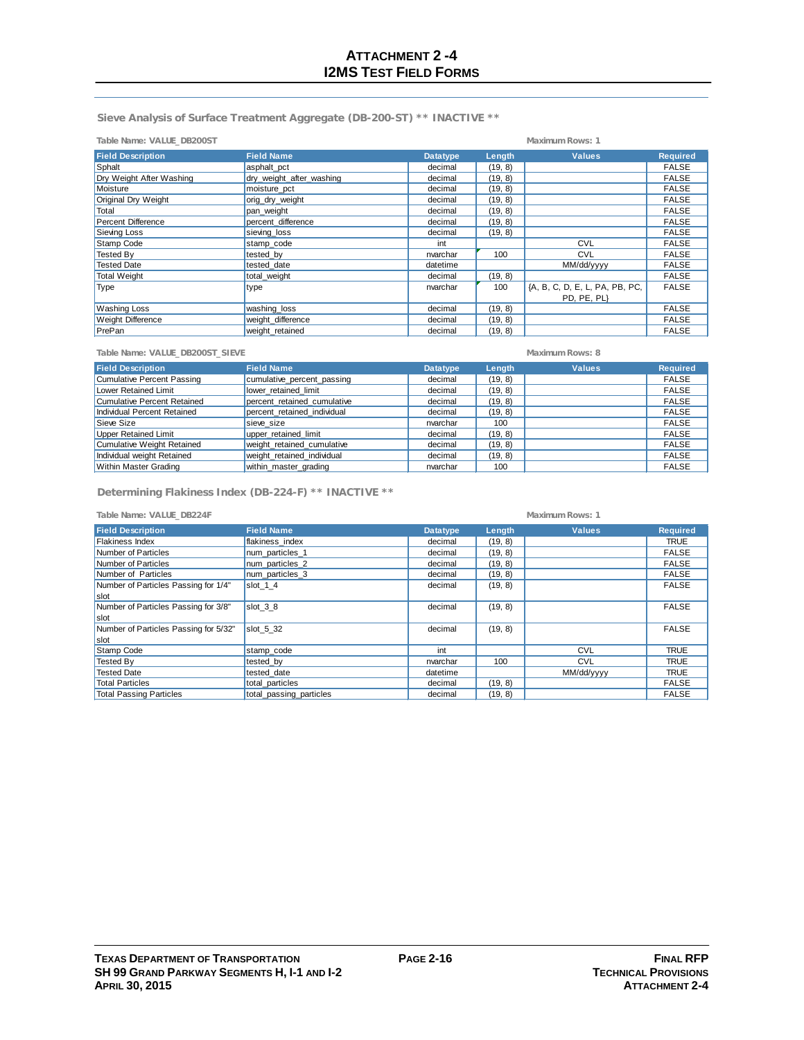## Sieve Analysis of Surface Treatment Aggregate (DB-200-ST) ** INACTIVE **

Table Name: VALUE_DB200ST

Maximum Rows: 1

| Field Description | Field Name | Datatype | Length | Values | Required |
|---|---|---|---|---|---|
| Sphalt | asphalt_pct | decimal | (19, 8) | | FALSE |
| Dry Weight After Washing | dry_weight_after_washing | decimal | (19, 8) | | FALSE |
| Moisture | moisture_pct | decimal | (19, 8) | | FALSE |
| Original Dry Weight | orig_dry_weight | decimal | (19, 8) | | FALSE |
| Total | pan_weight | decimal | (19, 8) | | FALSE |
| Percent Difference | percent_difference | decimal | (19, 8) | | FALSE |
| Sieving Loss | sieving_loss | decimal | (19, 8) | | FALSE |
| Stamp Code | stamp_code | int | | CVL | FALSE |
| Tested By | tested_by | nvarchar | 100 | CVL | FALSE |
| Tested Date | tested_date | datetime | | MM/dd/yyyy | FALSE |
| Total Weight | total_weight | decimal | (19, 8) | | FALSE |
| Type | type | nvarchar | 100 | {A, B, C, D, E, L, PA, PB, PC, PD, PE, PL} | FALSE |
| Washing Loss | washing_loss | decimal | (19, 8) | | FALSE |
| Weight Difference | weight_difference | decimal | (19, 8) | | FALSE |
| PrePan | weight_retained | decimal | (19, 8) | | FALSE |

Table Name: VALUE_DB200ST_SIEVE

Maximum Rows: 8

| Field Description | Field Name | Datatype | Length | Values | Required |
|---|---|---|---|---|---|
| Cumulative Percent Passing | cumulative_percent_passing | decimal | (19, 8) | | FALSE |
| Lower Retained Limit | lower_retained_limit | decimal | (19, 8) | | FALSE |
| Cumulative Percent Retained | percent_retained_cumulative | decimal | (19, 8) | | FALSE |
| Individual Percent Retained | percent_retained_individual | decimal | (19, 8) | | FALSE |
| Sieve Size | sieve_size | nvarchar | 100 | | FALSE |
| Upper Retained Limit | upper_retained_limit | decimal | (19, 8) | | FALSE |
| Cumulative Weight Retained | weight_retained_cumulative | decimal | (19, 8) | | FALSE |
| Individual weight Retained | weight_retained_individual | decimal | (19, 8) | | FALSE |
| Within Master Grading | within_master_grading | nvarchar | 100 | | FALSE |

## Determining Flakiness Index (DB-224-F) ** INACTIVE **

Table Name: VALUE_DB224F

Maximum Rows: 1

| Field Description | Field Name | Datatype | Length | Values | Required |
|---|---|---|---|---|---|
| Flakiness Index | flakiness_index | decimal | (19, 8) | | TRUE |
| Number of Particles | num_particles_1 | decimal | (19, 8) | | FALSE |
| Number of Particles | num_particles_2 | decimal | (19, 8) | | FALSE |
| Number of Particles | num_particles_3 | decimal | (19, 8) | | FALSE |
| Number of Particles Passing for 1/4" slot | slot_1_4 | decimal | (19, 8) | | FALSE |
| Number of Particles Passing for 3/8" slot | slot_3_8 | decimal | (19, 8) | | FALSE |
| Number of Particles Passing for 5/32" slot | slot_5_32 | decimal | (19, 8) | | FALSE |
| Stamp Code | stamp_code | int | | CVL | TRUE |
| Tested By | tested_by | nvarchar | 100 | CVL | TRUE |
| Tested Date | tested_date | datetime | | MM/dd/yyyy | TRUE |
| Total Particles | total_particles | decimal | (19, 8) | | FALSE |
| Total Passing Particles | total_passing_particles | decimal | (19, 8) | | FALSE |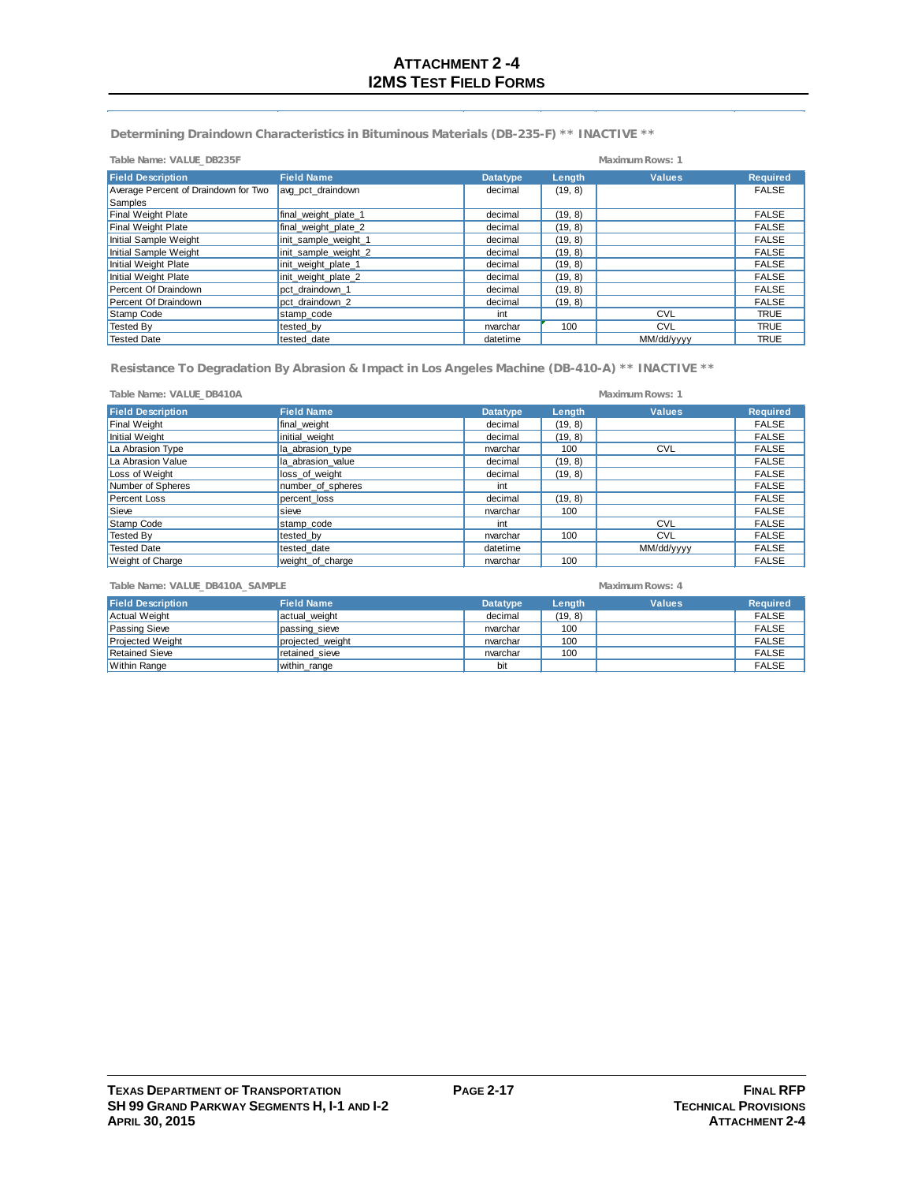# ATTACHMENT 2 -4
# I2MS TEST FIELD FORMS

## Determining Draindown Characteristics in Bituminous Materials (DB-235-F) ** INACTIVE **

Table Name: VALUE_DB235F

Maximum Rows: 1

| Field Description | Field Name | Datatype | Length | Values | Required |
|---|---|---|---|---|---|
| Average Percent of Draindown for Two Samples | avg_pct_draindown | decimal | (19, 8) | | FALSE |
| Final Weight Plate | final_weight_plate_1 | decimal | (19, 8) | | FALSE |
| Final Weight Plate | final_weight_plate_2 | decimal | (19, 8) | | FALSE |
| Initial Sample Weight | init_sample_weight_1 | decimal | (19, 8) | | FALSE |
| Initial Sample Weight | init_sample_weight_2 | decimal | (19, 8) | | FALSE |
| Initial Weight Plate | init_weight_plate_1 | decimal | (19, 8) | | FALSE |
| Initial Weight Plate | init_weight_plate_2 | decimal | (19, 8) | | FALSE |
| Percent Of Draindown | pct_draindown_1 | decimal | (19, 8) | | FALSE |
| Percent Of Draindown | pct_draindown_2 | decimal | (19, 8) | | FALSE |
| Stamp Code | stamp_code | int | | CVL | TRUE |
| Tested By | tested_by | nvarchar | 100 | CVL | TRUE |
| Tested Date | tested_date | datetime | | MM/dd/yyyy | TRUE |

## Resistance To Degradation By Abrasion & Impact in Los Angeles Machine (DB-410-A) ** INACTIVE **

Table Name: VALUE_DB410A

Maximum Rows: 1

| Field Description | Field Name | Datatype | Length | Values | Required |
|---|---|---|---|---|---|
| Final Weight | final_weight | decimal | (19, 8) | | FALSE |
| Initial Weight | initial_weight | decimal | (19, 8) | | FALSE |
| La Abrasion Type | la_abrasion_type | nvarchar | 100 | CVL | FALSE |
| La Abrasion Value | la_abrasion_value | decimal | (19, 8) | | FALSE |
| Loss of Weight | loss_of_weight | decimal | (19, 8) | | FALSE |
| Number of Spheres | number_of_spheres | int | | | FALSE |
| Percent Loss | percent_loss | decimal | (19, 8) | | FALSE |
| Sieve | sieve | nvarchar | 100 | | FALSE |
| Stamp Code | stamp_code | int | | CVL | FALSE |
| Tested By | tested_by | nvarchar | 100 | CVL | FALSE |
| Tested Date | tested_date | datetime | | MM/dd/yyyy | FALSE |
| Weight of Charge | weight_of_charge | nvarchar | 100 | | FALSE |

Table Name: VALUE_DB410A_SAMPLE

Maximum Rows: 4

| Field Description | Field Name | Datatype | Length | Values | Required |
|---|---|---|---|---|---|
| Actual Weight | actual_weight | decimal | (19, 8) | | FALSE |
| Passing Sieve | passing_sieve | nvarchar | 100 | | FALSE |
| Projected Weight | projected_weight | nvarchar | 100 | | FALSE |
| Retained Sieve | retained_sieve | nvarchar | 100 | | FALSE |
| Within Range | within_range | bit | | | FALSE |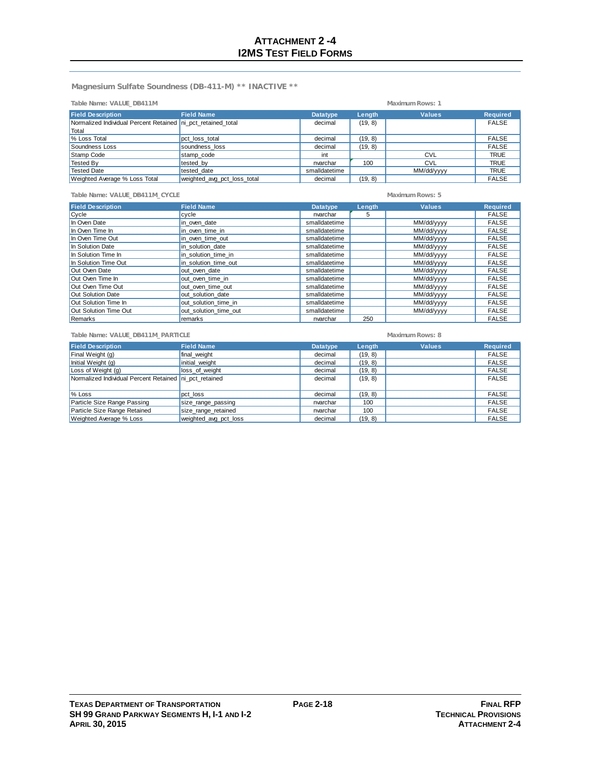## Magnesium Sulfate Soundness (DB-411-M) ** INACTIVE **

Table Name: VALUE_DB411M | Maximum Rows: 1

| Field Description | Field Name | Datatype | Length | Values | Required |
|---|---|---|---|---|---|
| Normalized Individual Percent Retained Total | ni_pct_retained_total | decimal | (19, 8) | | FALSE |
| % Loss Total | pct_loss_total | decimal | (19, 8) | | FALSE |
| Soundness Loss | soundness_loss | decimal | (19, 8) | | FALSE |
| Stamp Code | stamp_code | int | | CVL | TRUE |
| Tested By | tested_by | nvarchar | 100 | CVL | TRUE |
| Tested Date | tested_date | smalldatetime | | MM/dd/yyyy | TRUE |
| Weighted Average % Loss Total | weighted_avg_pct_loss_total | decimal | (19, 8) | | FALSE |

Table Name: VALUE_DB411M_CYCLE | Maximum Rows: 5

| Field Description | Field Name | Datatype | Length | Values | Required |
|---|---|---|---|---|---|
| Cycle | cycle | nvarchar | 5 | | FALSE |
| In Oven Date | in_oven_date | smalldatetime | | MM/dd/yyyy | FALSE |
| In Oven Time In | in_oven_time_in | smalldatetime | | MM/dd/yyyy | FALSE |
| In Oven Time Out | in_oven_time_out | smalldatetime | | MM/dd/yyyy | FALSE |
| In Solution Date | in_solution_date | smalldatetime | | MM/dd/yyyy | FALSE |
| In Solution Time In | in_solution_time_in | smalldatetime | | MM/dd/yyyy | FALSE |
| In Solution Time Out | in_solution_time_out | smalldatetime | | MM/dd/yyyy | FALSE |
| Out Oven Date | out_oven_date | smalldatetime | | MM/dd/yyyy | FALSE |
| Out Oven Time In | out_oven_time_in | smalldatetime | | MM/dd/yyyy | FALSE |
| Out Oven Time Out | out_oven_time_out | smalldatetime | | MM/dd/yyyy | FALSE |
| Out Solution Date | out_solution_date | smalldatetime | | MM/dd/yyyy | FALSE |
| Out Solution Time In | out_solution_time_in | smalldatetime | | MM/dd/yyyy | FALSE |
| Out Solution Time Out | out_solution_time_out | smalldatetime | | MM/dd/yyyy | FALSE |
| Remarks | remarks | nvarchar | 250 | | FALSE |

Table Name: VALUE_DB411M_PARTICLE | Maximum Rows: 8

| Field Description | Field Name | Datatype | Length | Values | Required |
|---|---|---|---|---|---|
| Final Weight (g) | final_weight | decimal | (19, 8) | | FALSE |
| Initial Weight (g) | initial_weight | decimal | (19, 8) | | FALSE |
| Loss of Weight (g) | loss_of_weight | decimal | (19, 8) | | FALSE |
| Normalized Individual Percent Retained | ni_pct_retained | decimal | (19, 8) | | FALSE |
| % Loss | pct_loss | decimal | (19, 8) | | FALSE |
| Particle Size Range Passing | size_range_passing | nvarchar | 100 | | FALSE |
| Particle Size Range Retained | size_range_retained | nvarchar | 100 | | FALSE |
| Weighted Average % Loss | weighted_avg_pct_loss | decimal | (19, 8) | | FALSE |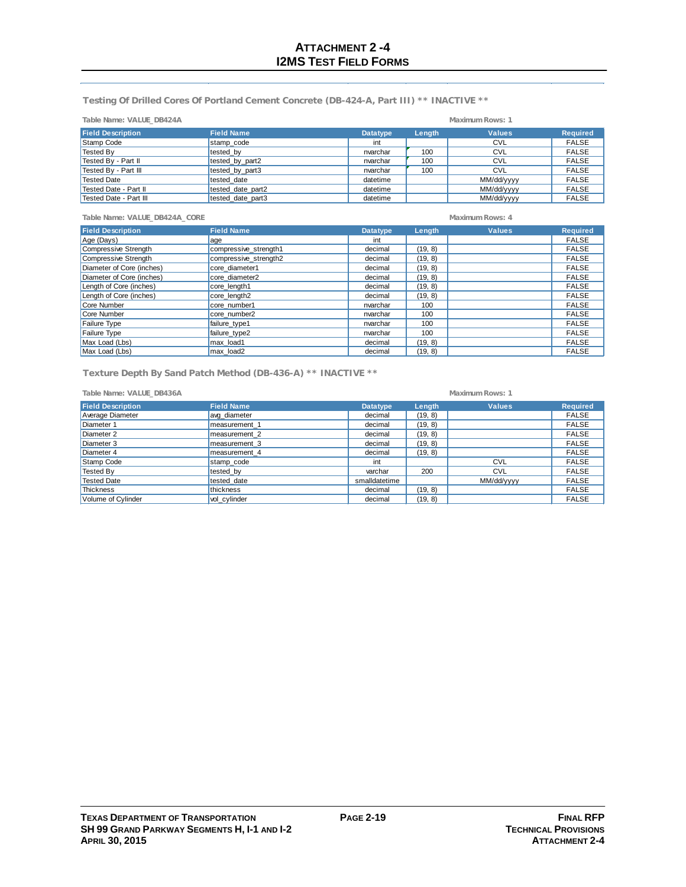## Testing Of Drilled Cores Of Portland Cement Concrete (DB-424-A, Part III) ** INACTIVE **

**Table Name: VALUE_DB424A** — **Maximum Rows: 1**

| Field Description | Field Name | Datatype | Length | Values | Required |
|---|---|---|---|---|---|
| Stamp Code | stamp_code | int | | CVL | FALSE |
| Tested By | tested_by | nvarchar | 100 | CVL | FALSE |
| Tested By - Part II | tested_by_part2 | nvarchar | 100 | CVL | FALSE |
| Tested By - Part III | tested_by_part3 | nvarchar | 100 | CVL | FALSE |
| Tested Date | tested_date | datetime | | MM/dd/yyyy | FALSE |
| Tested Date - Part II | tested_date_part2 | datetime | | MM/dd/yyyy | FALSE |
| Tested Date - Part III | tested_date_part3 | datetime | | MM/dd/yyyy | FALSE |

**Table Name: VALUE_DB424A_CORE** — **Maximum Rows: 4**

| Field Description | Field Name | Datatype | Length | Values | Required |
|---|---|---|---|---|---|
| Age (Days) | age | int | | | FALSE |
| Compressive Strength | compressive_strength1 | decimal | (19, 8) | | FALSE |
| Compressive Strength | compressive_strength2 | decimal | (19, 8) | | FALSE |
| Diameter of Core (inches) | core_diameter1 | decimal | (19, 8) | | FALSE |
| Diameter of Core (inches) | core_diameter2 | decimal | (19, 8) | | FALSE |
| Length of Core (inches) | core_length1 | decimal | (19, 8) | | FALSE |
| Length of Core (inches) | core_length2 | decimal | (19, 8) | | FALSE |
| Core Number | core_number1 | nvarchar | 100 | | FALSE |
| Core Number | core_number2 | nvarchar | 100 | | FALSE |
| Failure Type | failure_type1 | nvarchar | 100 | | FALSE |
| Failure Type | failure_type2 | nvarchar | 100 | | FALSE |
| Max Load (Lbs) | max_load1 | decimal | (19, 8) | | FALSE |
| Max Load (Lbs) | max_load2 | decimal | (19, 8) | | FALSE |

## Texture Depth By Sand Patch Method (DB-436-A) ** INACTIVE **

**Table Name: VALUE_DB436A** — **Maximum Rows: 1**

| Field Description | Field Name | Datatype | Length | Values | Required |
|---|---|---|---|---|---|
| Average Diameter | avg_diameter | decimal | (19, 8) | | FALSE |
| Diameter 1 | measurement_1 | decimal | (19, 8) | | FALSE |
| Diameter 2 | measurement_2 | decimal | (19, 8) | | FALSE |
| Diameter 3 | measurement_3 | decimal | (19, 8) | | FALSE |
| Diameter 4 | measurement_4 | decimal | (19, 8) | | FALSE |
| Stamp Code | stamp_code | int | | CVL | FALSE |
| Tested By | tested_by | varchar | 200 | CVL | FALSE |
| Tested Date | tested_date | smalldatetime | | MM/dd/yyyy | FALSE |
| Thickness | thickness | decimal | (19, 8) | | FALSE |
| Volume of Cylinder | vol_cylinder | decimal | (19, 8) | | FALSE |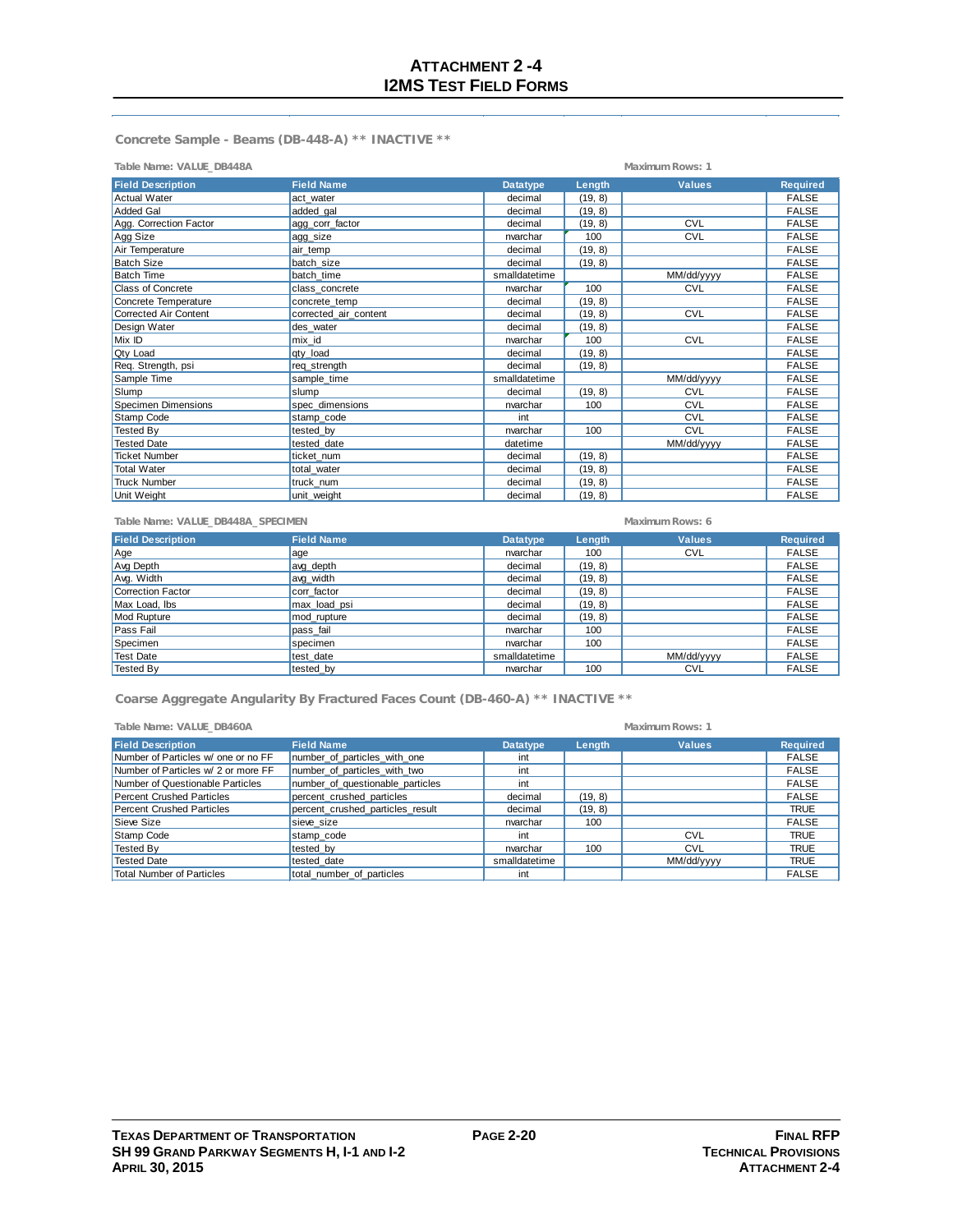## Concrete Sample - Beams (DB-448-A) ** INACTIVE **

Table Name: VALUE_DB448A | Maximum Rows: 1

| Field Description | Field Name | Datatype | Length | Values | Required |
|---|---|---|---|---|---|
| Actual Water | act_water | decimal | (19, 8) | | FALSE |
| Added Gal | added_gal | decimal | (19, 8) | | FALSE |
| Agg. Correction Factor | agg_corr_factor | decimal | (19, 8) | CVL | FALSE |
| Agg Size | agg_size | nvarchar | 100 | CVL | FALSE |
| Air Temperature | air_temp | decimal | (19, 8) | | FALSE |
| Batch Size | batch_size | decimal | (19, 8) | | FALSE |
| Batch Time | batch_time | smalldatetime | | MM/dd/yyyy | FALSE |
| Class of Concrete | class_concrete | nvarchar | 100 | CVL | FALSE |
| Concrete Temperature | concrete_temp | decimal | (19, 8) | | FALSE |
| Corrected Air Content | corrected_air_content | decimal | (19, 8) | CVL | FALSE |
| Design Water | des_water | decimal | (19, 8) | | FALSE |
| Mix ID | mix_id | nvarchar | 100 | CVL | FALSE |
| Qty Load | qty_load | decimal | (19, 8) | | FALSE |
| Req. Strength, psi | req_strength | decimal | (19, 8) | | FALSE |
| Sample Time | sample_time | smalldatetime | | MM/dd/yyyy | FALSE |
| Slump | slump | decimal | (19, 8) | CVL | FALSE |
| Specimen Dimensions | spec_dimensions | nvarchar | 100 | CVL | FALSE |
| Stamp Code | stamp_code | int | | CVL | FALSE |
| Tested By | tested_by | nvarchar | 100 | CVL | FALSE |
| Tested Date | tested_date | datetime | | MM/dd/yyyy | FALSE |
| Ticket Number | ticket_num | decimal | (19, 8) | | FALSE |
| Total Water | total_water | decimal | (19, 8) | | FALSE |
| Truck Number | truck_num | decimal | (19, 8) | | FALSE |
| Unit Weight | unit_weight | decimal | (19, 8) | | FALSE |

Table Name: VALUE_DB448A_SPECIMEN | Maximum Rows: 6

| Field Description | Field Name | Datatype | Length | Values | Required |
|---|---|---|---|---|---|
| Age | age | nvarchar | 100 | CVL | FALSE |
| Avg Depth | avg_depth | decimal | (19, 8) | | FALSE |
| Avg. Width | avg_width | decimal | (19, 8) | | FALSE |
| Correction Factor | corr_factor | decimal | (19, 8) | | FALSE |
| Max Load, lbs | max_load_psi | decimal | (19, 8) | | FALSE |
| Mod Rupture | mod_rupture | decimal | (19, 8) | | FALSE |
| Pass Fail | pass_fail | nvarchar | 100 | | FALSE |
| Specimen | specimen | nvarchar | 100 | | FALSE |
| Test Date | test_date | smalldatetime | | MM/dd/yyyy | FALSE |
| Tested By | tested_by | nvarchar | 100 | CVL | FALSE |

## Coarse Aggregate Angularity By Fractured Faces Count (DB-460-A) ** INACTIVE **

Table Name: VALUE_DB460A | Maximum Rows: 1

| Field Description | Field Name | Datatype | Length | Values | Required |
|---|---|---|---|---|---|
| Number of Particles w/ one or no FF | number_of_particles_with_one | int | | | FALSE |
| Number of Particles w/ 2 or more FF | number_of_particles_with_two | int | | | FALSE |
| Number of Questionable Particles | number_of_questionable_particles | int | | | FALSE |
| Percent Crushed Particles | percent_crushed_particles | decimal | (19, 8) | | FALSE |
| Percent Crushed Particles | percent_crushed_particles_result | decimal | (19, 8) | | TRUE |
| Sieve Size | sieve_size | nvarchar | 100 | | FALSE |
| Stamp Code | stamp_code | int | | CVL | TRUE |
| Tested By | tested_by | nvarchar | 100 | CVL | TRUE |
| Tested Date | tested_date | smalldatetime | | MM/dd/yyyy | TRUE |
| Total Number of Particles | total_number_of_particles | int | | | FALSE |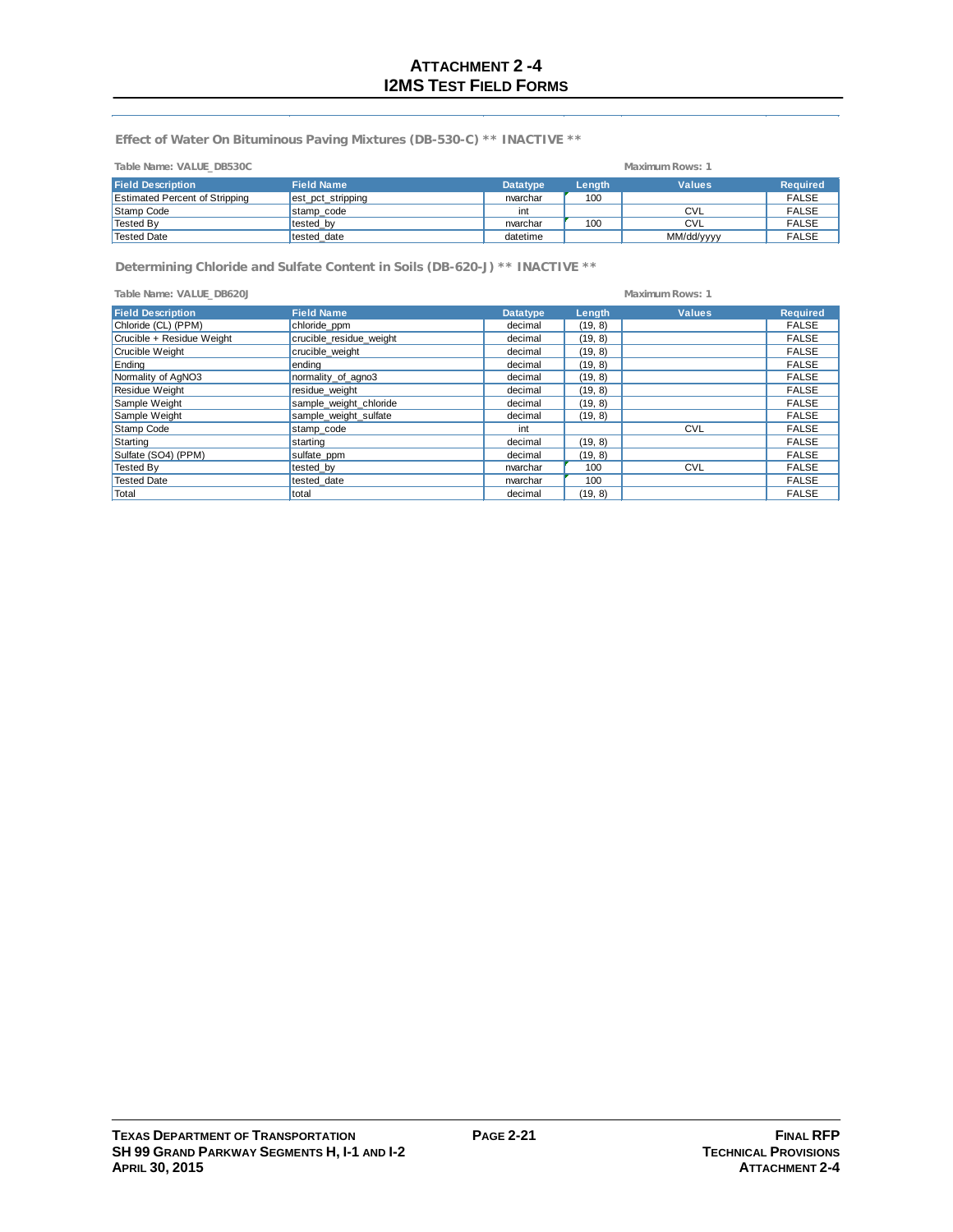## Effect of Water On Bituminous Paving Mixtures (DB-530-C) ** INACTIVE **

Table Name: VALUE_DB530C

Maximum Rows: 1

| Field Description | Field Name | Datatype | Length | Values | Required |
|---|---|---|---|---|---|
| Estimated Percent of Stripping | est_pct_stripping | nvarchar | 100 | | FALSE |
| Stamp Code | stamp_code | int | | CVL | FALSE |
| Tested By | tested_by | nvarchar | 100 | CVL | FALSE |
| Tested Date | tested_date | datetime | | MM/dd/yyyy | FALSE |

## Determining Chloride and Sulfate Content in Soils (DB-620-J) ** INACTIVE **

Table Name: VALUE_DB620J

Maximum Rows: 1

| Field Description | Field Name | Datatype | Length | Values | Required |
|---|---|---|---|---|---|
| Chloride (CL) (PPM) | chloride_ppm | decimal | (19, 8) | | FALSE |
| Crucible + Residue Weight | crucible_residue_weight | decimal | (19, 8) | | FALSE |
| Crucible Weight | crucible_weight | decimal | (19, 8) | | FALSE |
| Ending | ending | decimal | (19, 8) | | FALSE |
| Normality of AgNO3 | normality_of_agno3 | decimal | (19, 8) | | FALSE |
| Residue Weight | residue_weight | decimal | (19, 8) | | FALSE |
| Sample Weight | sample_weight_chloride | decimal | (19, 8) | | FALSE |
| Sample Weight | sample_weight_sulfate | decimal | (19, 8) | | FALSE |
| Stamp Code | stamp_code | int | | CVL | FALSE |
| Starting | starting | decimal | (19, 8) | | FALSE |
| Sulfate (SO4) (PPM) | sulfate_ppm | decimal | (19, 8) | | FALSE |
| Tested By | tested_by | nvarchar | 100 | CVL | FALSE |
| Tested Date | tested_date | nvarchar | 100 | | FALSE |
| Total | total | decimal | (19, 8) | | FALSE |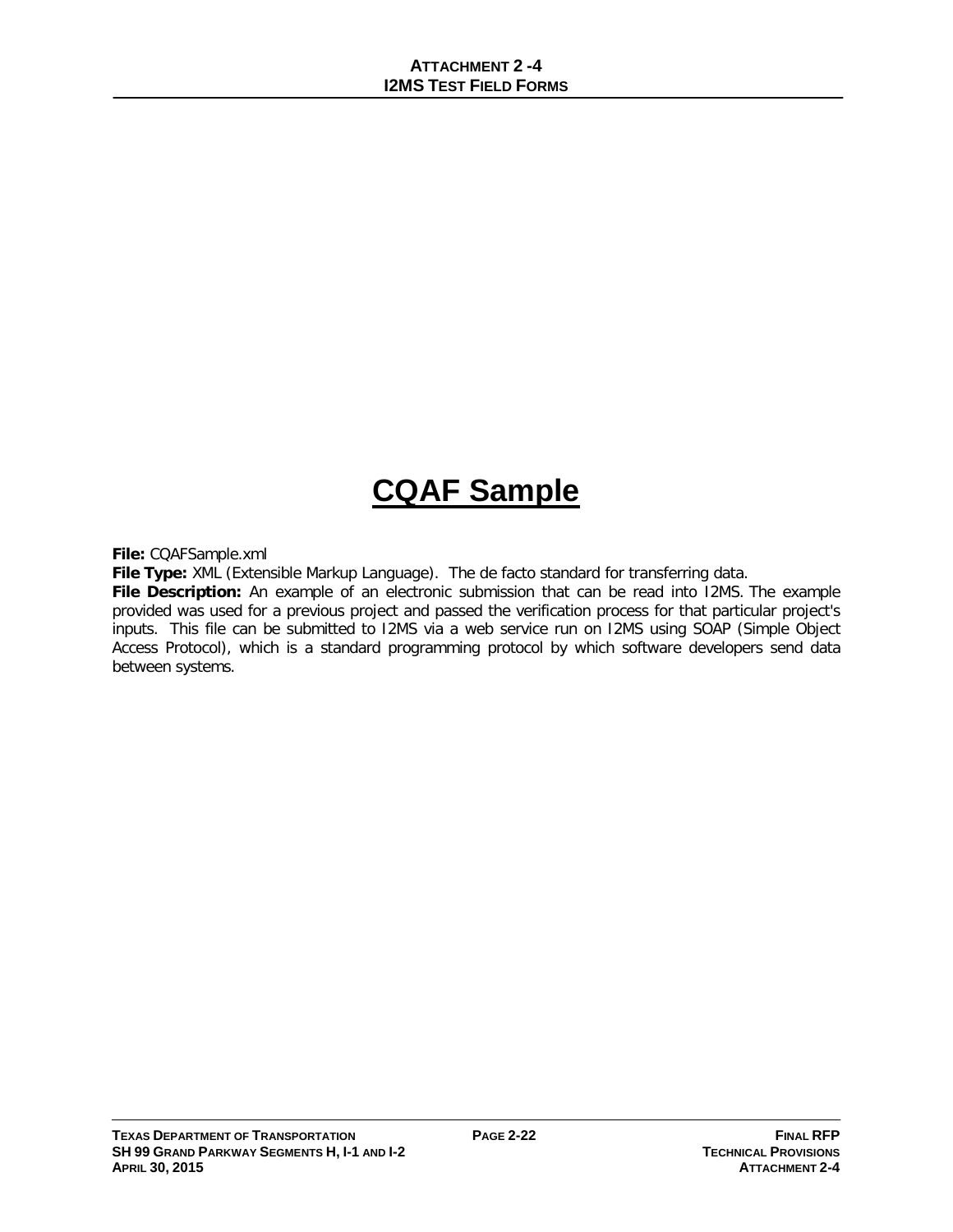# CQAF Sample

**File:** CQAFSample.xml

**File Type:** XML (Extensible Markup Language). The de facto standard for transferring data.

**File Description:** An example of an electronic submission that can be read into I2MS. The example provided was used for a previous project and passed the verification process for that particular project's inputs. This file can be submitted to I2MS via a web service run on I2MS using SOAP (Simple Object Access Protocol), which is a standard programming protocol by which software developers send data between systems.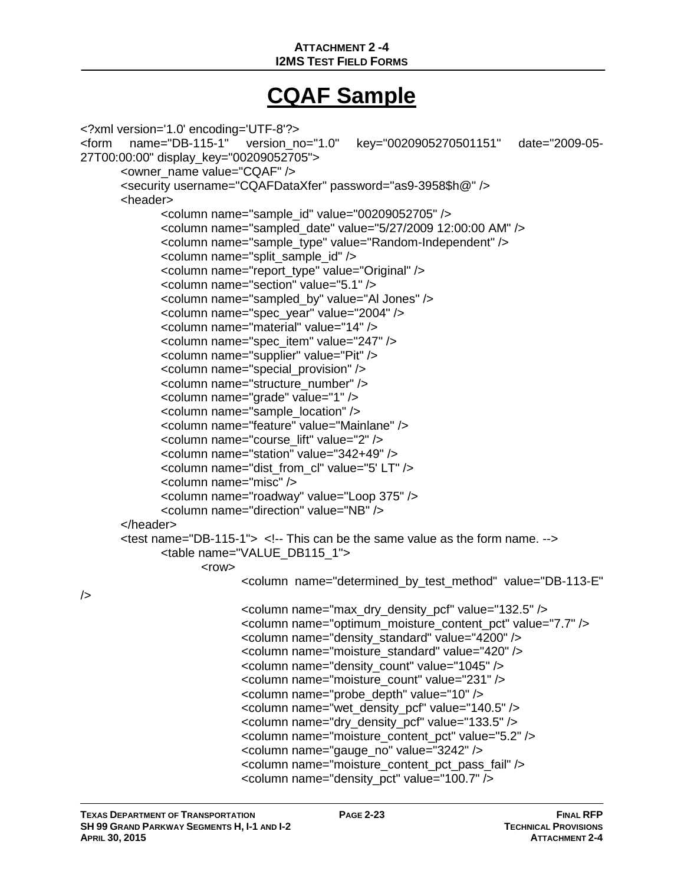# CQAF Sample

```
<?xml version='1.0' encoding='UTF-8'?>
<form name="DB-115-1" version_no="1.0" key="0020905270501151" date="2009-05-27T00:00:00" display_key="00209052705">
    <owner_name value="CQAF" />
    <security username="CQAFDataXfer" password="as9-3958$h@" />
    <header>
        <column name="sample_id" value="00209052705" />
        <column name="sampled_date" value="5/27/2009 12:00:00 AM" />
        <column name="sample_type" value="Random-Independent" />
        <column name="split_sample_id" />
        <column name="report_type" value="Original" />
        <column name="section" value="5.1" />
        <column name="sampled_by" value="Al Jones" />
        <column name="spec_year" value="2004" />
        <column name="material" value="14" />
        <column name="spec_item" value="247" />
        <column name="supplier" value="Pit" />
        <column name="special_provision" />
        <column name="structure_number" />
        <column name="grade" value="1" />
        <column name="sample_location" />
        <column name="feature" value="Mainlane" />
        <column name="course_lift" value="2" />
        <column name="station" value="342+49" />
        <column name="dist_from_cl" value="5' LT" />
        <column name="misc" />
        <column name="roadway" value="Loop 375" />
        <column name="direction" value="NB" />
    </header>
    <test name="DB-115-1">  <!-- This can be the same value as the form name. -->
        <table name="VALUE_DB115_1">
            <row>
                <column  name="determined_by_test_method"  value="DB-113-E" />
                <column name="max_dry_density_pcf" value="132.5" />
                <column name="optimum_moisture_content_pct" value="7.7" />
                <column name="density_standard" value="4200" />
                <column name="moisture_standard" value="420" />
                <column name="density_count" value="1045" />
                <column name="moisture_count" value="231" />
                <column name="probe_depth" value="10" />
                <column name="wet_density_pcf" value="140.5" />
                <column name="dry_density_pcf" value="133.5" />
                <column name="moisture_content_pct" value="5.2" />
                <column name="gauge_no" value="3242" />
                <column name="moisture_content_pct_pass_fail" />
                <column name="density_pct" value="100.7" />
```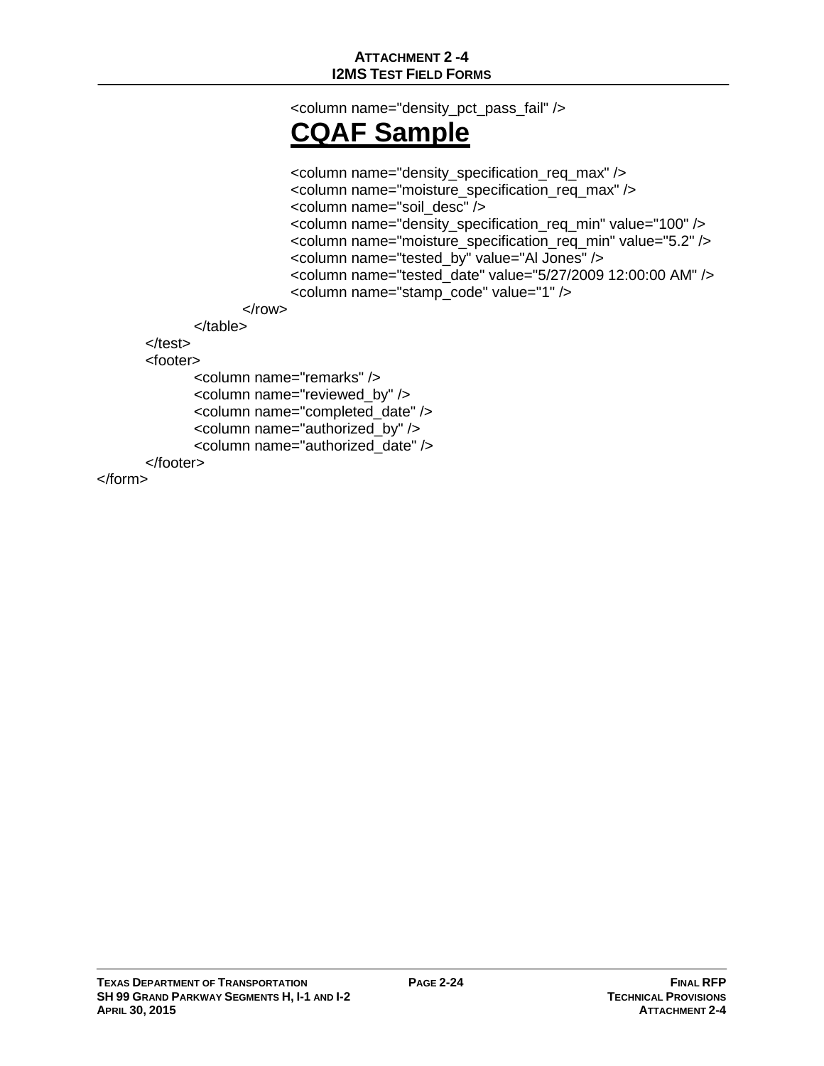```
                        <column name="density_pct_pass_fail" />
```

# CQAF Sample

```
                        <column name="density_specification_req_max" />
                        <column name="moisture_specification_req_max" />
                        <column name="soil_desc" />
                        <column name="density_specification_req_min" value="100" />
                        <column name="moisture_specification_req_min" value="5.2" />
                        <column name="tested_by" value="Al Jones" />
                        <column name="tested_date" value="5/27/2009 12:00:00 AM" />
                        <column name="stamp_code" value="1" />
                    </row>
                </table>
        </test>
        <footer>
                <column name="remarks" />
                <column name="reviewed_by" />
                <column name="completed_date" />
                <column name="authorized_by" />
                <column name="authorized_date" />
        </footer>
</form>
```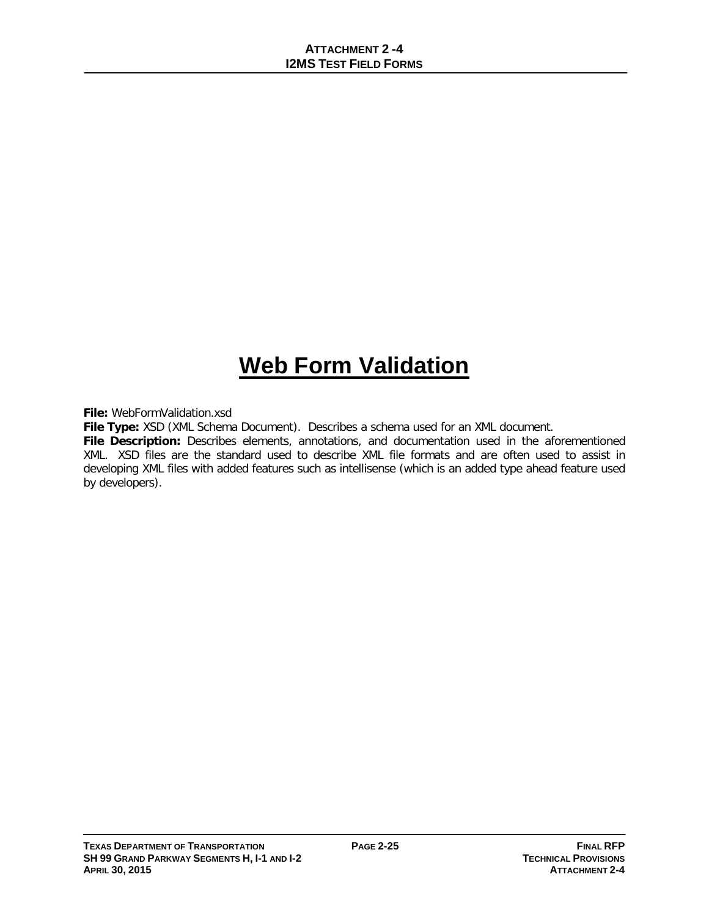# Web Form Validation

**File:** WebFormValidation.xsd

**File Type:** XSD (XML Schema Document). Describes a schema used for an XML document.

**File Description:** Describes elements, annotations, and documentation used in the aforementioned XML. XSD files are the standard used to describe XML file formats and are often used to assist in developing XML files with added features such as intellisense (which is an added type ahead feature used by developers).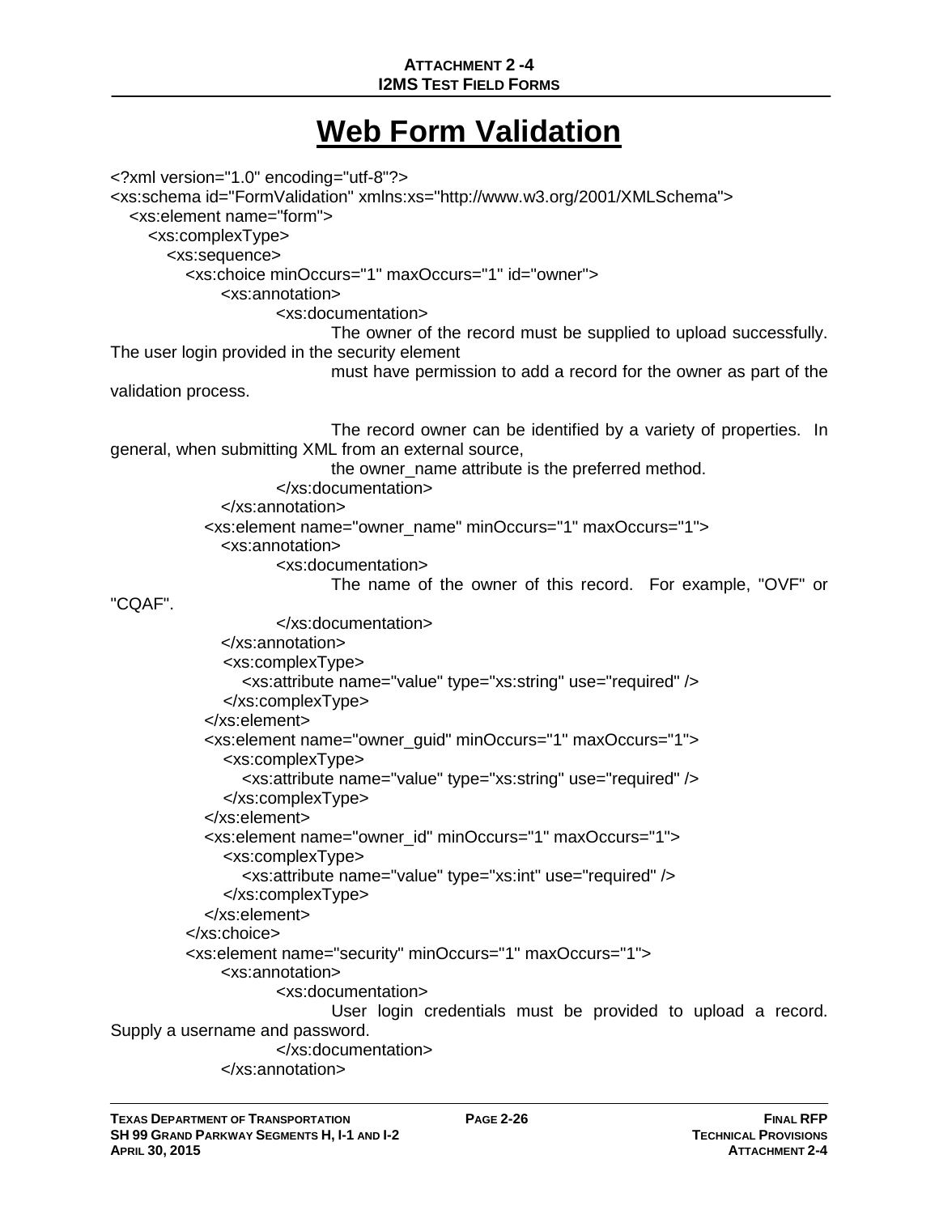# Web Form Validation

```
<?xml version="1.0" encoding="utf-8"?>
<xs:schema id="FormValidation" xmlns:xs="http://www.w3.org/2001/XMLSchema">
  <xs:element name="form">
    <xs:complexType>
      <xs:sequence>
        <xs:choice minOccurs="1" maxOccurs="1" id="owner">
            <xs:annotation>
                <xs:documentation>
                    The owner of the record must be supplied to upload successfully. The user login provided in the security element
                    must have permission to add a record for the owner as part of the validation process.

                    The record owner can be identified by a variety of properties.  In general, when submitting XML from an external source,
                    the owner_name attribute is the preferred method.
                </xs:documentation>
            </xs:annotation>
          <xs:element name="owner_name" minOccurs="1" maxOccurs="1">
            <xs:annotation>
                <xs:documentation>
                    The name of the owner of this record.  For example, "OVF" or "CQAF".
                </xs:documentation>
            </xs:annotation>
            <xs:complexType>
              <xs:attribute name="value" type="xs:string" use="required" />
            </xs:complexType>
          </xs:element>
          <xs:element name="owner_guid" minOccurs="1" maxOccurs="1">
            <xs:complexType>
              <xs:attribute name="value" type="xs:string" use="required" />
            </xs:complexType>
          </xs:element>
          <xs:element name="owner_id" minOccurs="1" maxOccurs="1">
            <xs:complexType>
              <xs:attribute name="value" type="xs:int" use="required" />
            </xs:complexType>
          </xs:element>
        </xs:choice>
        <xs:element name="security" minOccurs="1" maxOccurs="1">
            <xs:annotation>
                <xs:documentation>
                    User login credentials must be provided to upload a record. Supply a username and password.
                </xs:documentation>
            </xs:annotation>
```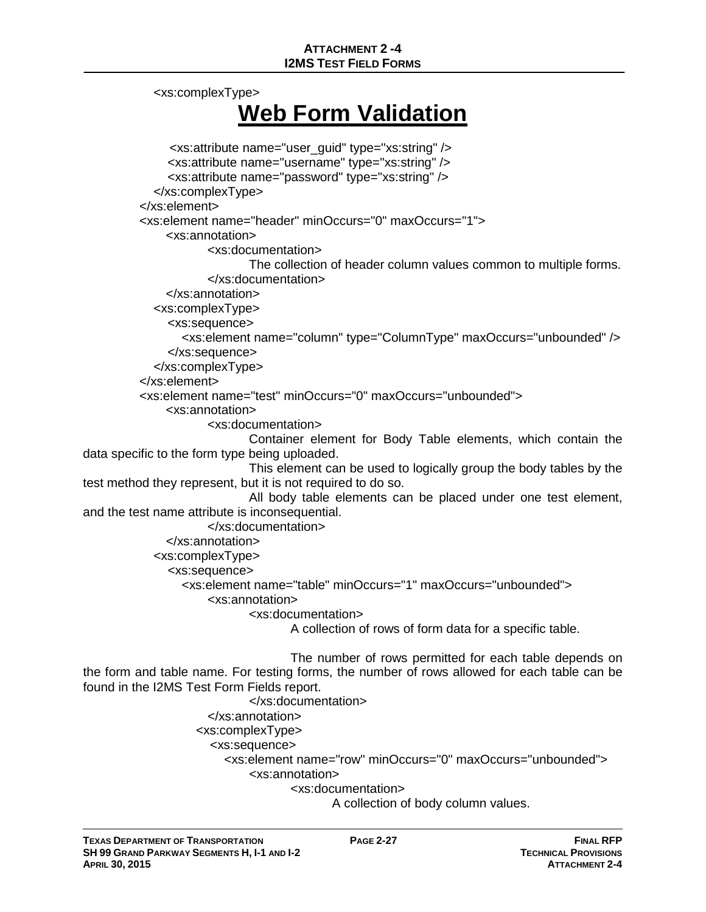```
<xs:complexType>
```

# Web Form Validation

```
            <xs:attribute name="user_guid" type="xs:string" />
            <xs:attribute name="username" type="xs:string" />
            <xs:attribute name="password" type="xs:string" />
        </xs:complexType>
    </xs:element>
    <xs:element name="header" minOccurs="0" maxOccurs="1">
        <xs:annotation>
            <xs:documentation>
                The collection of header column values common to multiple forms.
            </xs:documentation>
        </xs:annotation>
        <xs:complexType>
            <xs:sequence>
                <xs:element name="column" type="ColumnType" maxOccurs="unbounded" />
            </xs:sequence>
        </xs:complexType>
    </xs:element>
    <xs:element name="test" minOccurs="0" maxOccurs="unbounded">
        <xs:annotation>
            <xs:documentation>
                Container element for Body Table elements, which contain the data specific to the form type being uploaded.
                This element can be used to logically group the body tables by the test method they represent, but it is not required to do so.
                All body table elements can be placed under one test element, and the test name attribute is inconsequential.
            </xs:documentation>
        </xs:annotation>
        <xs:complexType>
            <xs:sequence>
                <xs:element name="table" minOccurs="1" maxOccurs="unbounded">
                    <xs:annotation>
                        <xs:documentation>
                            A collection of rows of form data for a specific table.

                            The number of rows permitted for each table depends on the form and table name. For testing forms, the number of rows allowed for each table can be found in the I2MS Test Form Fields report.
                        </xs:documentation>
                    </xs:annotation>
                    <xs:complexType>
                        <xs:sequence>
                            <xs:element name="row" minOccurs="0" maxOccurs="unbounded">
                                <xs:annotation>
                                    <xs:documentation>
                                        A collection of body column values.
```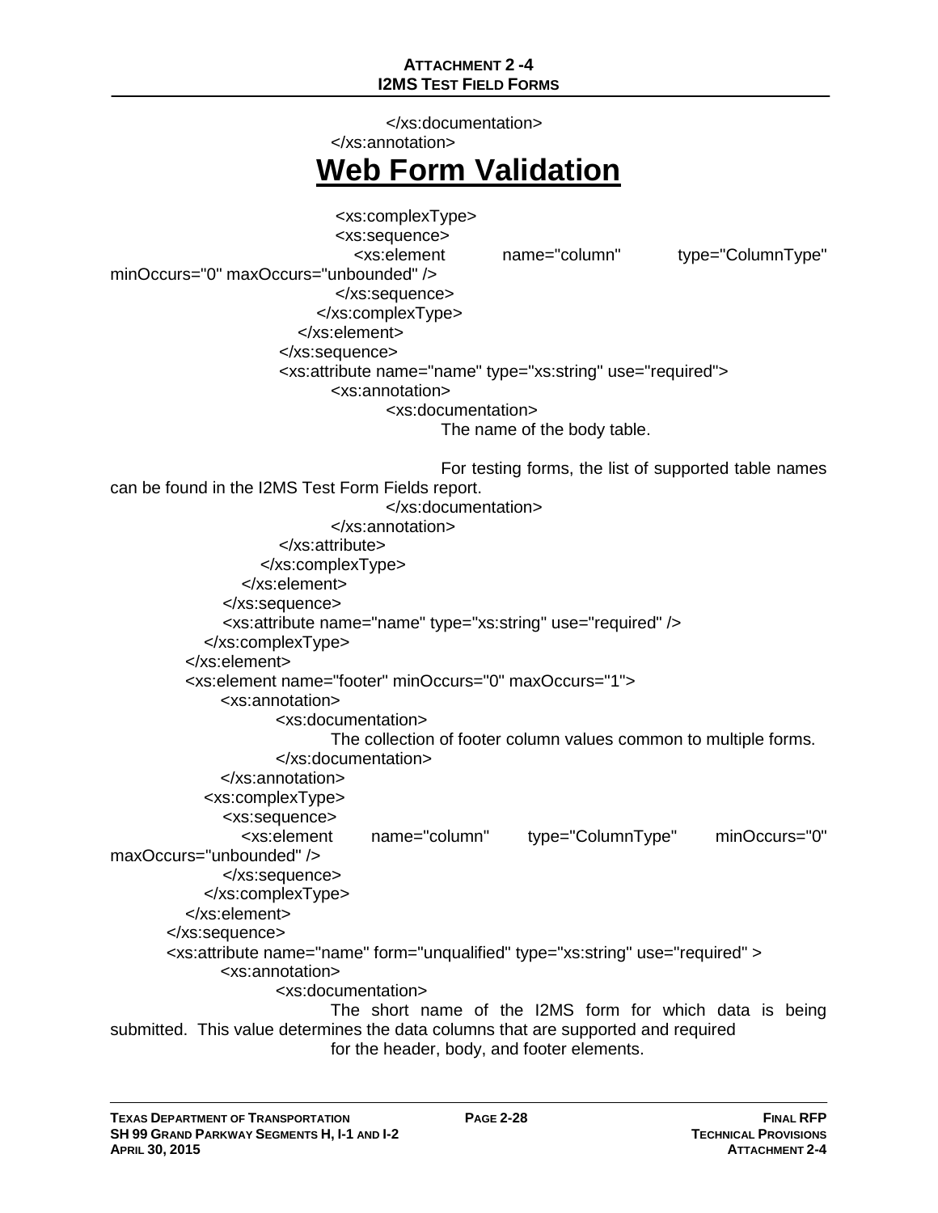```
</xs:documentation>
</xs:annotation>
```

# Web Form Validation

```
<xs:complexType>
<xs:sequence>
<xs:element name="column" type="ColumnType" minOccurs="0" maxOccurs="unbounded" />
</xs:sequence>
</xs:complexType>
</xs:element>
</xs:sequence>
<xs:attribute name="name" type="xs:string" use="required">
<xs:annotation>
<xs:documentation>
The name of the body table.

For testing forms, the list of supported table names can be found in the I2MS Test Form Fields report.
</xs:documentation>
</xs:annotation>
</xs:attribute>
</xs:complexType>
</xs:element>
</xs:sequence>
<xs:attribute name="name" type="xs:string" use="required" />
</xs:complexType>
</xs:element>
<xs:element name="footer" minOccurs="0" maxOccurs="1">
<xs:annotation>
<xs:documentation>
The collection of footer column values common to multiple forms.
</xs:documentation>
</xs:annotation>
<xs:complexType>
<xs:sequence>
<xs:element name="column" type="ColumnType" minOccurs="0" maxOccurs="unbounded" />
</xs:sequence>
</xs:complexType>
</xs:element>
</xs:sequence>
<xs:attribute name="name" form="unqualified" type="xs:string" use="required" >
<xs:annotation>
<xs:documentation>
The short name of the I2MS form for which data is being submitted.  This value determines the data columns that are supported and required
for the header, body, and footer elements.
```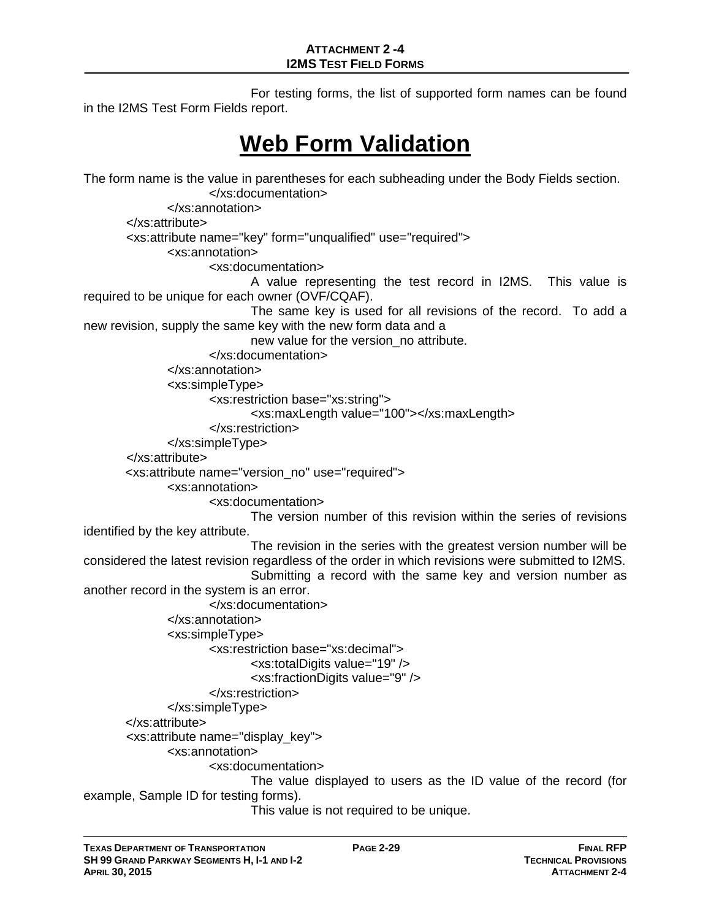For testing forms, the list of supported form names can be found in the I2MS Test Form Fields report.

# Web Form Validation

The form name is the value in parentheses for each subheading under the Body Fields section.

```
                </xs:documentation>
            </xs:annotation>
        </xs:attribute>
        <xs:attribute name="key" form="unqualified" use="required">
            <xs:annotation>
                <xs:documentation>
                    A value representing the test record in I2MS.  This value is required to be unique for each owner (OVF/CQAF).
                    The same key is used for all revisions of the record.  To add a new revision, supply the same key with the new form data and a
                    new value for the version_no attribute.
                </xs:documentation>
            </xs:annotation>
            <xs:simpleType>
                <xs:restriction base="xs:string">
                    <xs:maxLength value="100"></xs:maxLength>
                </xs:restriction>
            </xs:simpleType>
        </xs:attribute>
        <xs:attribute name="version_no" use="required">
            <xs:annotation>
                <xs:documentation>
                    The version number of this revision within the series of revisions identified by the key attribute.
                    The revision in the series with the greatest version number will be considered the latest revision regardless of the order in which revisions were submitted to I2MS.
                    Submitting a record with the same key and version number as another record in the system is an error.
                </xs:documentation>
            </xs:annotation>
            <xs:simpleType>
                <xs:restriction base="xs:decimal">
                    <xs:totalDigits value="19" />
                    <xs:fractionDigits value="9" />
                </xs:restriction>
            </xs:simpleType>
        </xs:attribute>
        <xs:attribute name="display_key">
            <xs:annotation>
                <xs:documentation>
                    The value displayed to users as the ID value of the record (for example, Sample ID for testing forms).
                    This value is not required to be unique.
```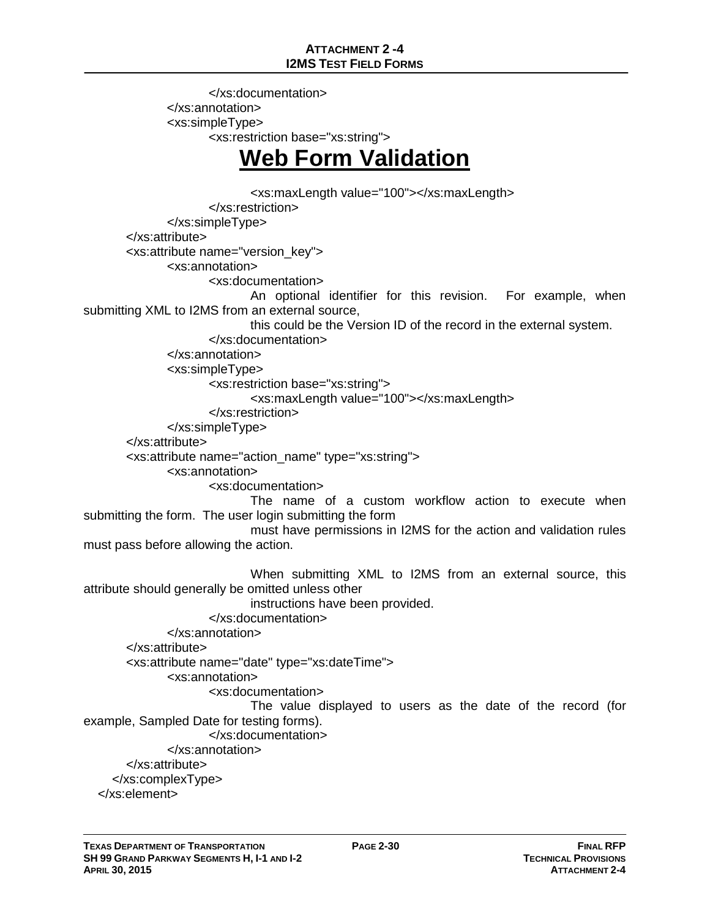```
                </xs:documentation>
            </xs:annotation>
            <xs:simpleType>
                <xs:restriction base="xs:string">
```

# Web Form Validation

```
                    <xs:maxLength value="100"></xs:maxLength>
                </xs:restriction>
            </xs:simpleType>
        </xs:attribute>
        <xs:attribute name="version_key">
            <xs:annotation>
                <xs:documentation>
                    An optional identifier for this revision.  For example, when submitting XML to I2MS from an external source,
                    this could be the Version ID of the record in the external system.
                </xs:documentation>
            </xs:annotation>
            <xs:simpleType>
                <xs:restriction base="xs:string">
                    <xs:maxLength value="100"></xs:maxLength>
                </xs:restriction>
            </xs:simpleType>
        </xs:attribute>
        <xs:attribute name="action_name" type="xs:string">
            <xs:annotation>
                <xs:documentation>
                    The name of a custom workflow action to execute when submitting the form.  The user login submitting the form
                    must have permissions in I2MS for the action and validation rules must pass before allowing the action.

                    When submitting XML to I2MS from an external source, this attribute should generally be omitted unless other
                    instructions have been provided.
                </xs:documentation>
            </xs:annotation>
        </xs:attribute>
        <xs:attribute name="date" type="xs:dateTime">
            <xs:annotation>
                <xs:documentation>
                    The value displayed to users as the date of the record (for example, Sampled Date for testing forms).
                </xs:documentation>
            </xs:annotation>
        </xs:attribute>
      </xs:complexType>
   </xs:element>
```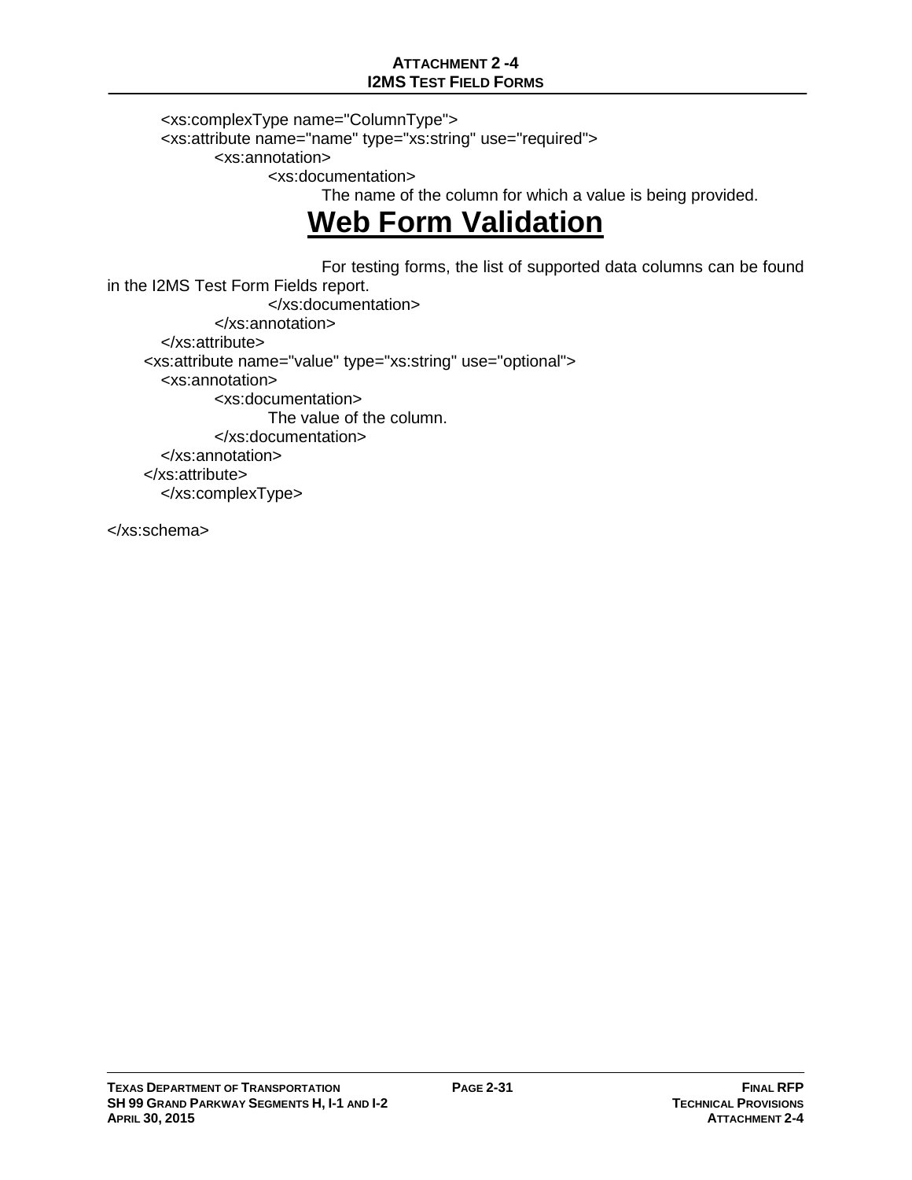```
<xs:complexType name="ColumnType">
<xs:attribute name="name" type="xs:string" use="required">
        <xs:annotation>
                <xs:documentation>
                        The name of the column for which a value is being provided.
```

# Web Form Validation

```
                        For testing forms, the list of supported data columns can be found
in the I2MS Test Form Fields report.
                </xs:documentation>
        </xs:annotation>
</xs:attribute>
<xs:attribute name="value" type="xs:string" use="optional">
<xs:annotation>
        <xs:documentation>
                The value of the column.
        </xs:documentation>
</xs:annotation>
</xs:attribute>
</xs:complexType>

</xs:schema>
```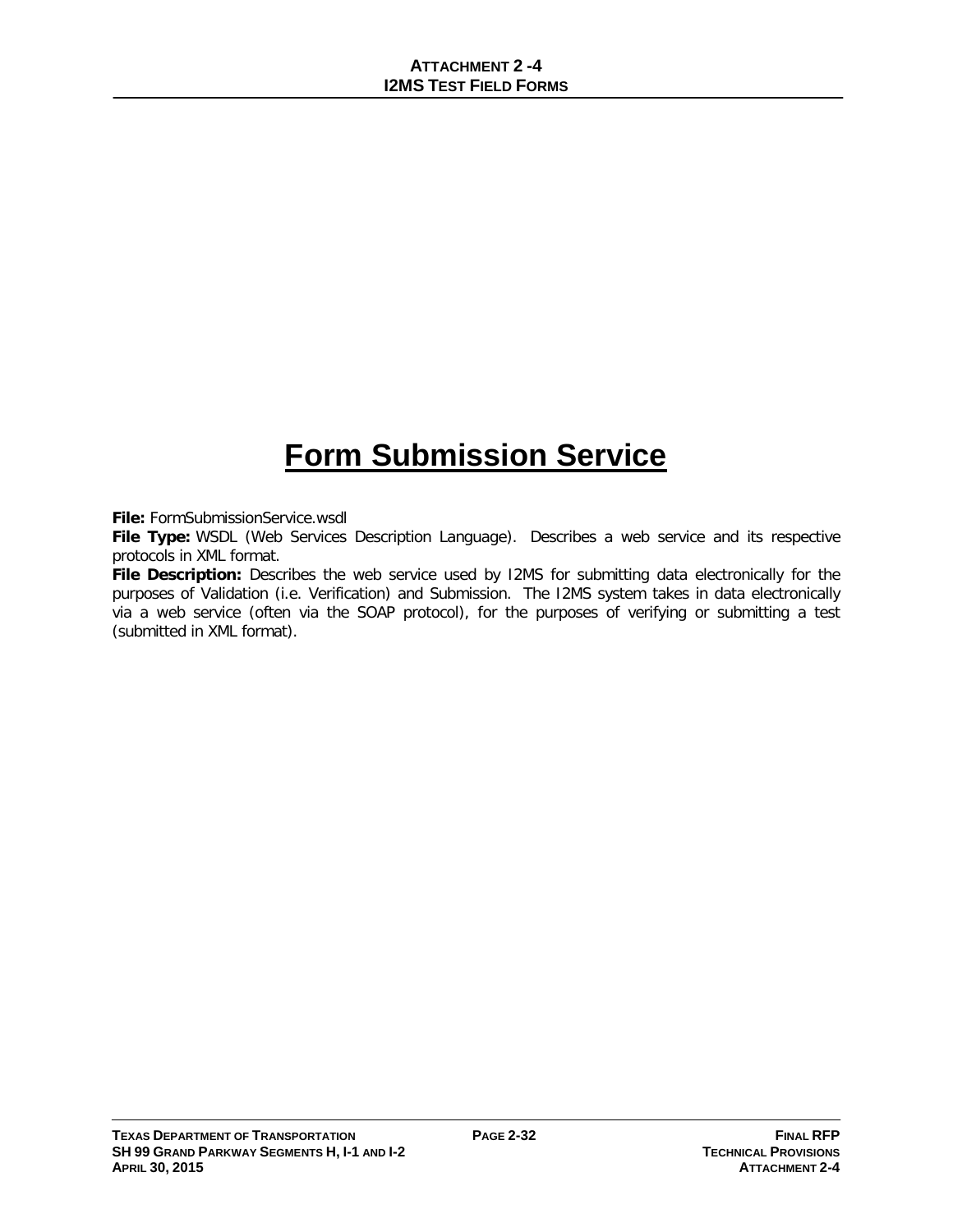# Form Submission Service

**File:** FormSubmissionService.wsdl

**File Type:** WSDL (Web Services Description Language). Describes a web service and its respective protocols in XML format.

**File Description:** Describes the web service used by I2MS for submitting data electronically for the purposes of Validation (i.e. Verification) and Submission. The I2MS system takes in data electronically via a web service (often via the SOAP protocol), for the purposes of verifying or submitting a test (submitted in XML format).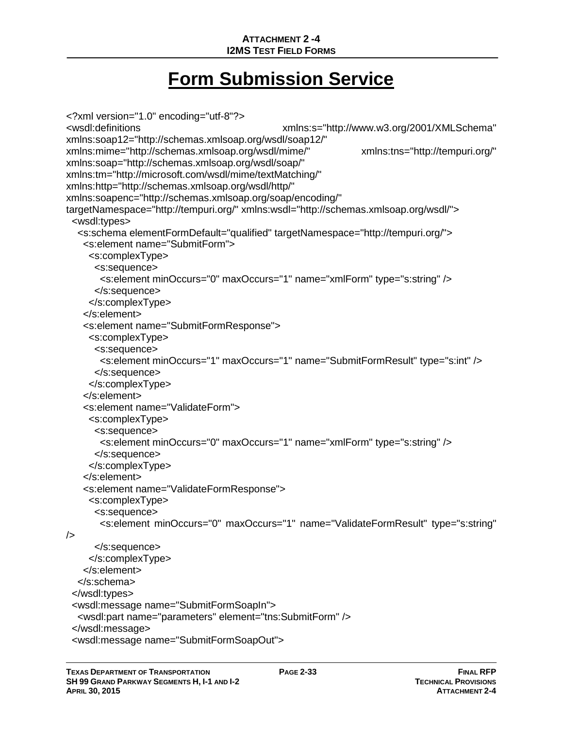# Form Submission Service

```
<?xml version="1.0" encoding="utf-8"?>
<wsdl:definitions xmlns:s="http://www.w3.org/2001/XMLSchema"
xmlns:soap12="http://schemas.xmlsoap.org/wsdl/soap12/"
xmlns:mime="http://schemas.xmlsoap.org/wsdl/mime/" xmlns:tns="http://tempuri.org/"
xmlns:soap="http://schemas.xmlsoap.org/wsdl/soap/"
xmlns:tm="http://microsoft.com/wsdl/mime/textMatching/"
xmlns:http="http://schemas.xmlsoap.org/wsdl/http/"
xmlns:soapenc="http://schemas.xmlsoap.org/soap/encoding/"
targetNamespace="http://tempuri.org/" xmlns:wsdl="http://schemas.xmlsoap.org/wsdl/">
  <wsdl:types>
    <s:schema elementFormDefault="qualified" targetNamespace="http://tempuri.org/">
      <s:element name="SubmitForm">
        <s:complexType>
          <s:sequence>
            <s:element minOccurs="0" maxOccurs="1" name="xmlForm" type="s:string" />
          </s:sequence>
        </s:complexType>
      </s:element>
      <s:element name="SubmitFormResponse">
        <s:complexType>
          <s:sequence>
            <s:element minOccurs="1" maxOccurs="1" name="SubmitFormResult" type="s:int" />
          </s:sequence>
        </s:complexType>
      </s:element>
      <s:element name="ValidateForm">
        <s:complexType>
          <s:sequence>
            <s:element minOccurs="0" maxOccurs="1" name="xmlForm" type="s:string" />
          </s:sequence>
        </s:complexType>
      </s:element>
      <s:element name="ValidateFormResponse">
        <s:complexType>
          <s:sequence>
            <s:element minOccurs="0" maxOccurs="1" name="ValidateFormResult" type="s:string"
/>
          </s:sequence>
        </s:complexType>
      </s:element>
    </s:schema>
  </wsdl:types>
  <wsdl:message name="SubmitFormSoapIn">
    <wsdl:part name="parameters" element="tns:SubmitForm" />
  </wsdl:message>
  <wsdl:message name="SubmitFormSoapOut">
```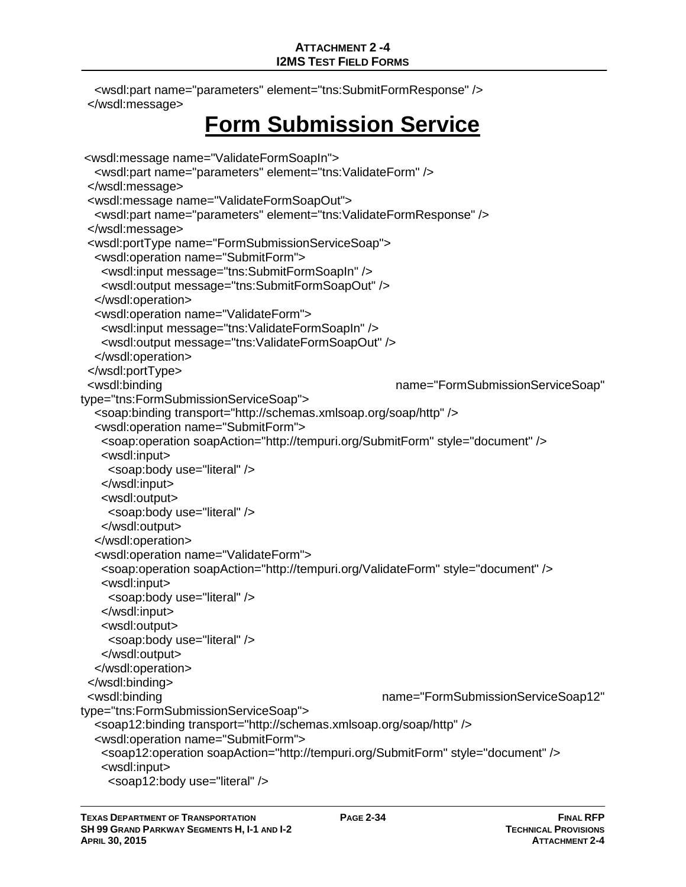```
  <wsdl:part name="parameters" element="tns:SubmitFormResponse" />
</wsdl:message>
```

# Form Submission Service

```
<wsdl:message name="ValidateFormSoapIn">
  <wsdl:part name="parameters" element="tns:ValidateForm" />
</wsdl:message>
<wsdl:message name="ValidateFormSoapOut">
  <wsdl:part name="parameters" element="tns:ValidateFormResponse" />
</wsdl:message>
<wsdl:portType name="FormSubmissionServiceSoap">
  <wsdl:operation name="SubmitForm">
    <wsdl:input message="tns:SubmitFormSoapIn" />
    <wsdl:output message="tns:SubmitFormSoapOut" />
  </wsdl:operation>
  <wsdl:operation name="ValidateForm">
    <wsdl:input message="tns:ValidateFormSoapIn" />
    <wsdl:output message="tns:ValidateFormSoapOut" />
  </wsdl:operation>
</wsdl:portType>
<wsdl:binding name="FormSubmissionServiceSoap" type="tns:FormSubmissionServiceSoap">
  <soap:binding transport="http://schemas.xmlsoap.org/soap/http" />
  <wsdl:operation name="SubmitForm">
    <soap:operation soapAction="http://tempuri.org/SubmitForm" style="document" />
    <wsdl:input>
      <soap:body use="literal" />
    </wsdl:input>
    <wsdl:output>
      <soap:body use="literal" />
    </wsdl:output>
  </wsdl:operation>
  <wsdl:operation name="ValidateForm">
    <soap:operation soapAction="http://tempuri.org/ValidateForm" style="document" />
    <wsdl:input>
      <soap:body use="literal" />
    </wsdl:input>
    <wsdl:output>
      <soap:body use="literal" />
    </wsdl:output>
  </wsdl:operation>
</wsdl:binding>
<wsdl:binding name="FormSubmissionServiceSoap12" type="tns:FormSubmissionServiceSoap">
  <soap12:binding transport="http://schemas.xmlsoap.org/soap/http" />
  <wsdl:operation name="SubmitForm">
    <soap12:operation soapAction="http://tempuri.org/SubmitForm" style="document" />
    <wsdl:input>
      <soap12:body use="literal" />
```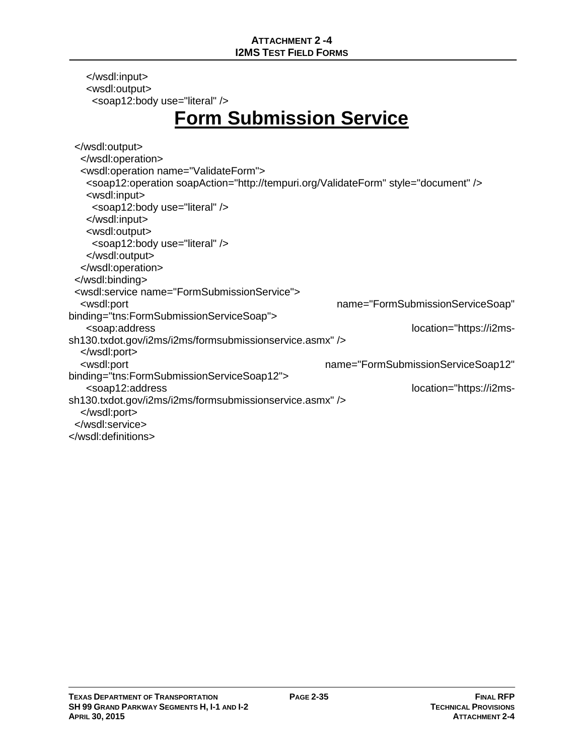```
    </wsdl:input>
    <wsdl:output>
      <soap12:body use="literal" />
```

# Form Submission Service

```
  </wsdl:output>
   </wsdl:operation>
   <wsdl:operation name="ValidateForm">
    <soap12:operation soapAction="http://tempuri.org/ValidateForm" style="document" />
    <wsdl:input>
      <soap12:body use="literal" />
    </wsdl:input>
    <wsdl:output>
      <soap12:body use="literal" />
    </wsdl:output>
   </wsdl:operation>
  </wsdl:binding>
  <wsdl:service name="FormSubmissionService">
   <wsdl:port name="FormSubmissionServiceSoap" binding="tns:FormSubmissionServiceSoap">
    <soap:address location="https://i2ms-sh130.txdot.gov/i2ms/i2ms/formsubmissionservice.asmx" />
   </wsdl:port>
   <wsdl:port name="FormSubmissionServiceSoap12" binding="tns:FormSubmissionServiceSoap12">
    <soap12:address location="https://i2ms-sh130.txdot.gov/i2ms/i2ms/formsubmissionservice.asmx" />
   </wsdl:port>
  </wsdl:service>
</wsdl:definitions>
```